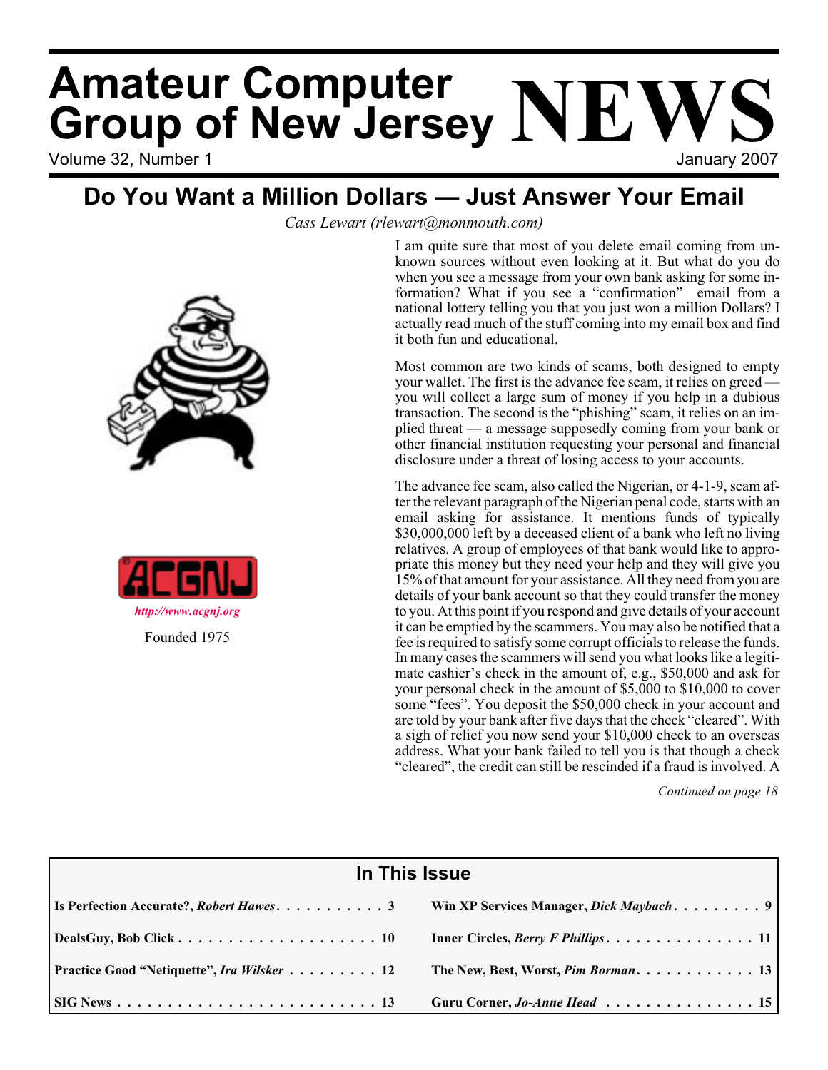# Amateur Computer Group of New Jersey NEWS

Volume 32, Number 1 — January 2007

## Do You Want a Million Dollars — Just Answer Your Email

*Cass Lewart (rlewart@monmouth.com)*

*http://www.acgnj.org*

Founded 1975

I am quite sure that most of you delete email coming from unknown sources without even looking at it. But what do you do when you see a message from your own bank asking for some information? What if you see a "confirmation" email from a national lottery telling you that you just won a million Dollars? I actually read much of the stuff coming into my email box and find it both fun and educational.

Most common are two kinds of scams, both designed to empty your wallet. The first is the advance fee scam, it relies on greed — you will collect a large sum of money if you help in a dubious transaction. The second is the "phishing" scam, it relies on an implied threat — a message supposedly coming from your bank or other financial institution requesting your personal and financial disclosure under a threat of losing access to your accounts.

The advance fee scam, also called the Nigerian, or 4-1-9, scam after the relevant paragraph of the Nigerian penal code, starts with an email asking for assistance. It mentions funds of typically $30,000,000 left by a deceased client of a bank who left no living relatives. A group of employees of that bank would like to appropriate this money but they need your help and they will give you 15% of that amount for your assistance. All they need from you are details of your bank account so that they could transfer the money to you. At this point if you respond and give details of your account it can be emptied by the scammers. You may also be notified that a fee is required to satisfy some corrupt officials to release the funds. In many cases the scammers will send you what looks like a legitimate cashier's check in the amount of, e.g., $50,000 and ask for your personal check in the amount of $5,000 to $10,000 to cover some "fees". You deposit the $50,000 check in your account and are told by your bank after five days that the check "cleared". With a sigh of relief you now send your $10,000 check to an overseas address. What your bank failed to tell you is that though a check "cleared", the credit can still be rescinded if a fraud is involved. A

*Continued on page 18*

### In This Issue

| | |
|---|---|
| Is Perfection Accurate?, *Robert Hawes* . . . 3 | Win XP Services Manager, *Dick Maybach* . . . 9 |
| DealsGuy, Bob Click . . . 10 | Inner Circles, *Berry F Phillips* . . . 11 |
| Practice Good "Netiquette", *Ira Wilsker* . . . 12 | The New, Best, Worst, *Pim Borman* . . . 13 |
| SIG News . . . 13 | Guru Corner, *Jo-Anne Head* . . . 15 |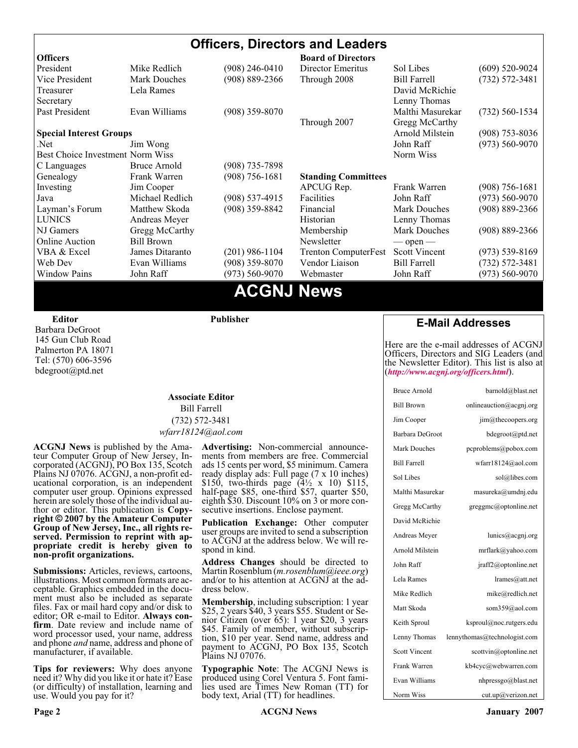# Officers, Directors and Leaders

| Officers | | | Board of Directors | | |
|---|---|---|---|---|---|
| President | Mike Redlich | (908) 246-0410 | Director Emeritus | Sol Libes | (609) 520-9024 |
| Vice President | Mark Douches | (908) 889-2366 | Through 2008 | Bill Farrell | (732) 572-3481 |
| Treasurer | Lela Rames | | | David McRichie | |
| Secretary | | | | Lenny Thomas | |
| Past President | Evan Williams | (908) 359-8070 | | Malthi Masurekar | (732) 560-1534 |
| | | | Through 2007 | Gregg McCarthy | |
| **Special Interest Groups** | | | | Arnold Milstein | (908) 753-8036 |
| .Net | Jim Wong | | | John Raff | (973) 560-9070 |
| Best Choice Investment | Norm Wiss | | | Norm Wiss | |
| C Languages | Bruce Arnold | (908) 735-7898 | | | |
| Genealogy | Frank Warren | (908) 756-1681 | **Standing Committees** | | |
| Investing | Jim Cooper | | APCUG Rep. | Frank Warren | (908) 756-1681 |
| Java | Michael Redlich | (908) 537-4915 | Facilities | John Raff | (973) 560-9070 |
| Layman's Forum | Matthew Skoda | (908) 359-8842 | Financial | Mark Douches | (908) 889-2366 |
| LUNICS | Andreas Meyer | | Historian | Lenny Thomas | |
| NJ Gamers | Gregg McCarthy | | Membership | Mark Douches | (908) 889-2366 |
| Online Auction | Bill Brown | | Newsletter | — open — | |
| VBA & Excel | James Ditaranto | (201) 986-1104 | Trenton ComputerFest | Scott Vincent | (973) 539-8169 |
| Web Dev | Evan Williams | (908) 359-8070 | Vendor Liaison | Bill Farrell | (732) 572-3481 |
| Window Pains | John Raff | (973) 560-9070 | Webmaster | John Raff | (973) 560-9070 |

# ACGNJ News

**Editor**
Barbara DeGroot
145 Gun Club Road
Palmerton PA 18071
Tel: (570) 606-3596
bdegroot@ptd.net

**Publisher**

**Associate Editor**
Bill Farrell
(732) 572-3481
*wfarr18124@aol.com*

**ACGNJ News** is published by the Amateur Computer Group of New Jersey, Incorporated (ACGNJ), PO Box 135, Scotch Plains NJ 07076. ACGNJ, a non-profit educational corporation, is an independent computer user group. Opinions expressed herein are solely those of the individual author or editor. This publication is **Copyright © 2007 by the Amateur Computer Group of New Jersey, Inc., all rights reserved. Permission to reprint with appropriate credit is hereby given to non-profit organizations.**

**Submissions:** Articles, reviews, cartoons, illustrations. Most common formats are acceptable. Graphics embedded in the document must also be included as separate files. Fax or mail hard copy and/or disk to editor; OR e-mail to Editor. **Always confirm**. Date review and include name of word processor used, your name, address and phone *and* name, address and phone of manufacturer, if available.

**Tips for reviewers:** Why does anyone need it? Why did you like it or hate it? Ease (or difficulty) of installation, learning and use. Would you pay for it?

**Advertising:** Non-commercial announcements from members are free. Commercial ads 15 cents per word, $5 minimum. Camera ready display ads: Full page (7 x 10 inches) $150, two-thirds page (4½ x 10) $115, half-page $85, one-third $57, quarter $50, eighth $30. Discount 10% on 3 or more consecutive insertions. Enclose payment.

**Publication Exchange:** Other computer user groups are invited to send a subscription to ACGNJ at the address below. We will respond in kind.

**Address Changes** should be directed to Martin Rosenblum (*m.rosenblum@ieee.org*) and/or to his attention at ACGNJ at the address below.

**Membership**, including subscription: 1 year $25, 2 years $40, 3 years $55. Student or Senior Citizen (over 65): 1 year $20, 3 years $45. Family of member, without subscription, $10 per year. Send name, address and payment to ACGNJ, PO Box 135, Scotch Plains NJ 07076.

**Typographic Note**: The ACGNJ News is produced using Corel Ventura 5. Font families used are Times New Roman (TT) for body text, Arial (TT) for headlines.

## E-Mail Addresses

Here are the e-mail addresses of ACGNJ Officers, Directors and SIG Leaders (and the Newsletter Editor). This list is also at (*http://www.acgnj.org/officers.html*).

| Name | E-mail |
|---|---|
| Bruce Arnold | barnold@blast.net |
| Bill Brown | onlineauction@acgnj.org |
| Jim Cooper | jim@thecoopers.org |
| Barbara DeGroot | bdegroot@ptd.net |
| Mark Douches | pcproblems@pobox.com |
| Bill Farrell | wfarr18124@aol.com |
| Sol Libes | sol@libes.com |
| Malthi Masurekar | masureka@umdnj.edu |
| Gregg McCarthy | greggmc@optonline.net |
| David McRichie | |
| Andreas Meyer | lunics@acgnj.org |
| Arnold Milstein | mrflark@yahoo.com |
| John Raff | jraff2@optonline.net |
| Lela Rames | lrames@att.net |
| Mike Redlich | mike@redlich.net |
| Matt Skoda | som359@aol.com |
| Keith Sproul | ksproul@noc.rutgers.edu |
| Lenny Thomas | lennythomas@technologist.com |
| Scott Vincent | scottvin@optonline.net |
| Frank Warren | kb4cyc@webwarren.com |
| Evan Williams | nhpressgo@blast.net |
| Norm Wiss | cut.up@verizon.net |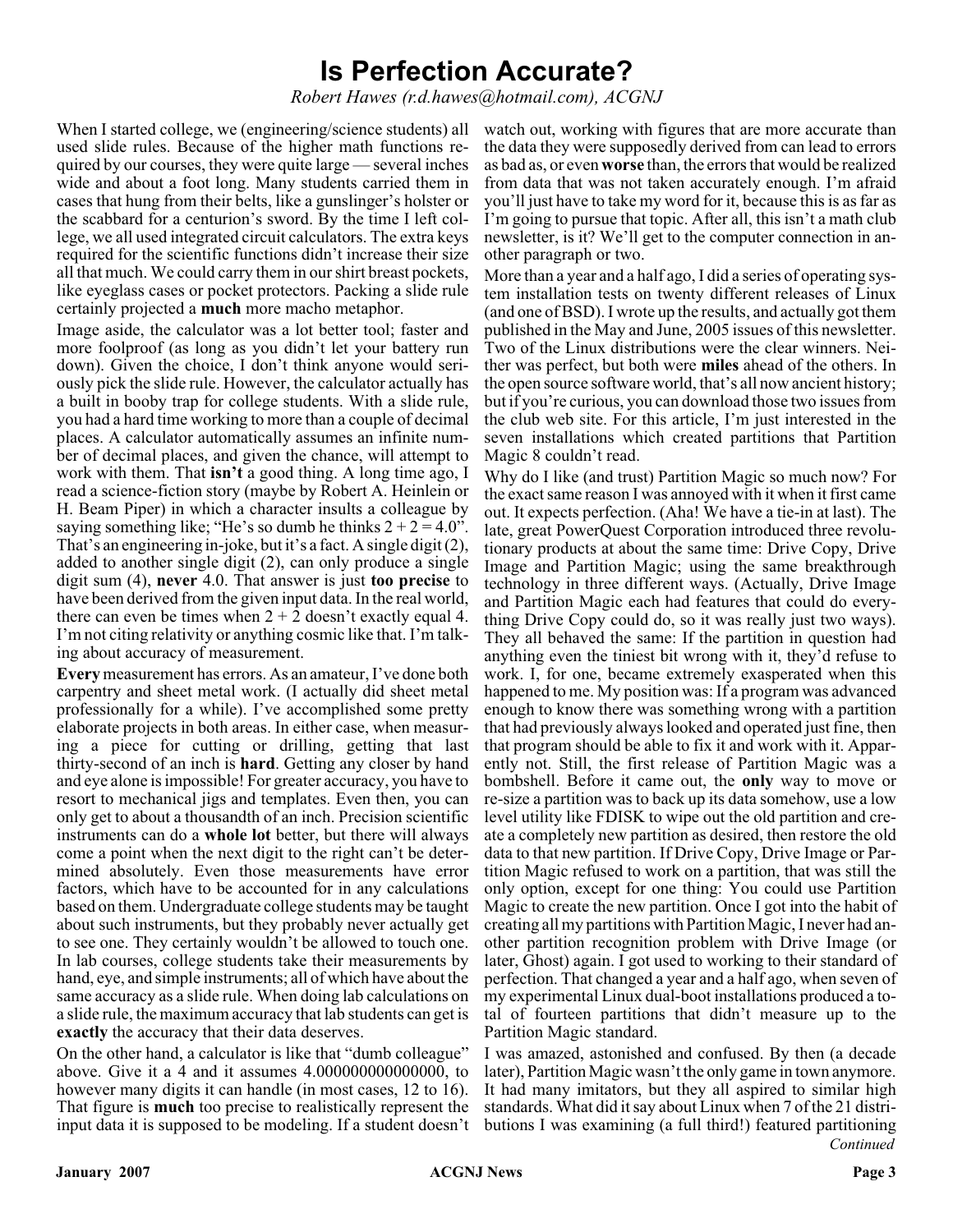# Is Perfection Accurate?

*Robert Hawes (r.d.hawes@hotmail.com), ACGNJ*

When I started college, we (engineering/science students) all used slide rules. Because of the higher math functions required by our courses, they were quite large — several inches wide and about a foot long. Many students carried them in cases that hung from their belts, like a gunslinger's holster or the scabbard for a centurion's sword. By the time I left college, we all used integrated circuit calculators. The extra keys required for the scientific functions didn't increase their size all that much. We could carry them in our shirt breast pockets, like eyeglass cases or pocket protectors. Packing a slide rule certainly projected a **much** more macho metaphor.

Image aside, the calculator was a lot better tool; faster and more foolproof (as long as you didn't let your battery run down). Given the choice, I don't think anyone would seriously pick the slide rule. However, the calculator actually has a built in booby trap for college students. With a slide rule, you had a hard time working to more than a couple of decimal places. A calculator automatically assumes an infinite number of decimal places, and given the chance, will attempt to work with them. That **isn't** a good thing. A long time ago, I read a science-fiction story (maybe by Robert A. Heinlein or H. Beam Piper) in which a character insults a colleague by saying something like; "He's so dumb he thinks 2 + 2 = 4.0". That's an engineering in-joke, but it's a fact. A single digit (2), added to another single digit (2), can only produce a single digit sum (4), **never** 4.0. That answer is just **too precise** to have been derived from the given input data. In the real world, there can even be times when 2 + 2 doesn't exactly equal 4. I'm not citing relativity or anything cosmic like that. I'm talking about accuracy of measurement.

**Every** measurement has errors. As an amateur, I've done both carpentry and sheet metal work. (I actually did sheet metal professionally for a while). I've accomplished some pretty elaborate projects in both areas. In either case, when measuring a piece for cutting or drilling, getting that last thirty-second of an inch is **hard**. Getting any closer by hand and eye alone is impossible! For greater accuracy, you have to resort to mechanical jigs and templates. Even then, you can only get to about a thousandth of an inch. Precision scientific instruments can do a **whole lot** better, but there will always come a point when the next digit to the right can't be determined absolutely. Even those measurements have error factors, which have to be accounted for in any calculations based on them. Undergraduate college students may be taught about such instruments, but they probably never actually get to see one. They certainly wouldn't be allowed to touch one. In lab courses, college students take their measurements by hand, eye, and simple instruments; all of which have about the same accuracy as a slide rule. When doing lab calculations on a slide rule, the maximum accuracy that lab students can get is **exactly** the accuracy that their data deserves.

On the other hand, a calculator is like that "dumb colleague" above. Give it a 4 and it assumes 4.000000000000000, to however many digits it can handle (in most cases, 12 to 16). That figure is **much** too precise to realistically represent the input data it is supposed to be modeling. If a student doesn't watch out, working with figures that are more accurate than the data they were supposedly derived from can lead to errors as bad as, or even **worse** than, the errors that would be realized from data that was not taken accurately enough. I'm afraid you'll just have to take my word for it, because this is as far as I'm going to pursue that topic. After all, this isn't a math club newsletter, is it? We'll get to the computer connection in another paragraph or two.

More than a year and a half ago, I did a series of operating system installation tests on twenty different releases of Linux (and one of BSD). I wrote up the results, and actually got them published in the May and June, 2005 issues of this newsletter. Two of the Linux distributions were the clear winners. Neither was perfect, but both were **miles** ahead of the others. In the open source software world, that's all now ancient history; but if you're curious, you can download those two issues from the club web site. For this article, I'm just interested in the seven installations which created partitions that Partition Magic 8 couldn't read.

Why do I like (and trust) Partition Magic so much now? For the exact same reason I was annoyed with it when it first came out. It expects perfection. (Aha! We have a tie-in at last). The late, great PowerQuest Corporation introduced three revolutionary products at about the same time: Drive Copy, Drive Image and Partition Magic; using the same breakthrough technology in three different ways. (Actually, Drive Image and Partition Magic each had features that could do everything Drive Copy could do, so it was really just two ways). They all behaved the same: If the partition in question had anything even the tiniest bit wrong with it, they'd refuse to work. I, for one, became extremely exasperated when this happened to me. My position was: If a program was advanced enough to know there was something wrong with a partition that had previously always looked and operated just fine, then that program should be able to fix it and work with it. Apparently not. Still, the first release of Partition Magic was a bombshell. Before it came out, the **only** way to move or re-size a partition was to back up its data somehow, use a low level utility like FDISK to wipe out the old partition and create a completely new partition as desired, then restore the old data to that new partition. If Drive Copy, Drive Image or Partition Magic refused to work on a partition, that was still the only option, except for one thing: You could use Partition Magic to create the new partition. Once I got into the habit of creating all my partitions with Partition Magic, I never had another partition recognition problem with Drive Image (or later, Ghost) again. I got used to working to their standard of perfection. That changed a year and a half ago, when seven of my experimental Linux dual-boot installations produced a total of fourteen partitions that didn't measure up to the Partition Magic standard.

I was amazed, astonished and confused. By then (a decade later), Partition Magic wasn't the only game in town anymore. It had many imitators, but they all aspired to similar high standards. What did it say about Linux when 7 of the 21 distributions I was examining (a full third!) featured partitioning

*Continued*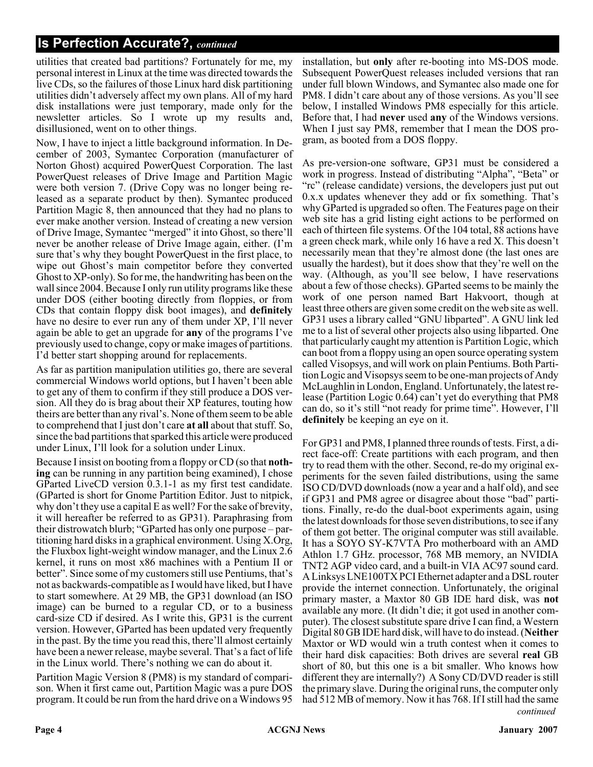## Is Perfection Accurate?, *continued*

utilities that created bad partitions? Fortunately for me, my personal interest in Linux at the time was directed towards the live CDs, so the failures of those Linux hard disk partitioning utilities didn't adversely affect my own plans. All of my hard disk installations were just temporary, made only for the newsletter articles. So I wrote up my results and, disillusioned, went on to other things.

Now, I have to inject a little background information. In December of 2003, Symantec Corporation (manufacturer of Norton Ghost) acquired PowerQuest Corporation. The last PowerQuest releases of Drive Image and Partition Magic were both version 7. (Drive Copy was no longer being released as a separate product by then). Symantec produced Partition Magic 8, then announced that they had no plans to ever make another version. Instead of creating a new version of Drive Image, Symantec "merged" it into Ghost, so there'll never be another release of Drive Image again, either. (I'm sure that's why they bought PowerQuest in the first place, to wipe out Ghost's main competitor before they converted Ghost to XP-only). So for me, the handwriting has been on the wall since 2004. Because I only run utility programs like these under DOS (either booting directly from floppies, or from CDs that contain floppy disk boot images), and **definitely** have no desire to ever run any of them under XP, I'll never again be able to get an upgrade for **any** of the programs I've previously used to change, copy or make images of partitions. I'd better start shopping around for replacements.

As far as partition manipulation utilities go, there are several commercial Windows world options, but I haven't been able to get any of them to confirm if they still produce a DOS version. All they do is brag about their XP features, touting how theirs are better than any rival's. None of them seem to be able to comprehend that I just don't care **at all** about that stuff. So, since the bad partitions that sparked this article were produced under Linux, I'll look for a solution under Linux.

Because I insist on booting from a floppy or CD (so that **nothing** can be running in any partition being examined), I chose GParted LiveCD version 0.3.1-1 as my first test candidate. (GParted is short for Gnome Partition Editor. Just to nitpick, why don't they use a capital E as well? For the sake of brevity, it will hereafter be referred to as GP31). Paraphrasing from their distrowatch blurb; "GParted has only one purpose – partitioning hard disks in a graphical environment. Using X.Org, the Fluxbox light-weight window manager, and the Linux 2.6 kernel, it runs on most x86 machines with a Pentium II or better". Since some of my customers still use Pentiums, that's not as backwards-compatible as I would have liked, but I have to start somewhere. At 29 MB, the GP31 download (an ISO image) can be burned to a regular CD, or to a business card-size CD if desired. As I write this, GP31 is the current version. However, GParted has been updated very frequently in the past. By the time you read this, there'll almost certainly have been a newer release, maybe several. That's a fact of life in the Linux world. There's nothing we can do about it.

Partition Magic Version 8 (PM8) is my standard of comparison. When it first came out, Partition Magic was a pure DOS program. It could be run from the hard drive on a Windows 95 installation, but **only** after re-booting into MS-DOS mode. Subsequent PowerQuest releases included versions that ran under full blown Windows, and Symantec also made one for PM8. I didn't care about any of those versions. As you'll see below, I installed Windows PM8 especially for this article. Before that, I had **never** used **any** of the Windows versions. When I just say PM8, remember that I mean the DOS program, as booted from a DOS floppy.

As pre-version-one software, GP31 must be considered a work in progress. Instead of distributing "Alpha", "Beta" or "rc" (release candidate) versions, the developers just put out 0.x.x updates whenever they add or fix something. That's why GParted is upgraded so often. The Features page on their web site has a grid listing eight actions to be performed on each of thirteen file systems. Of the 104 total, 88 actions have a green check mark, while only 16 have a red X. This doesn't necessarily mean that they're almost done (the last ones are usually the hardest), but it does show that they're well on the way. (Although, as you'll see below, I have reservations about a few of those checks). GParted seems to be mainly the work of one person named Bart Hakvoort, though at least three others are given some credit on the web site as well. GP31 uses a library called "GNU libparted". A GNU link led me to a list of several other projects also using libparted. One that particularly caught my attention is Partition Logic, which can boot from a floppy using an open source operating system called Visopsys, and will work on plain Pentiums. Both Partition Logic and Visopsys seem to be one-man projects of Andy McLaughlin in London, England. Unfortunately, the latest release (Partition Logic 0.64) can't yet do everything that PM8 can do, so it's still "not ready for prime time". However, I'll **definitely** be keeping an eye on it.

For GP31 and PM8, I planned three rounds of tests. First, a direct face-off: Create partitions with each program, and then try to read them with the other. Second, re-do my original experiments for the seven failed distributions, using the same ISO CD/DVD downloads (now a year and a half old), and see if GP31 and PM8 agree or disagree about those "bad" partitions. Finally, re-do the dual-boot experiments again, using the latest downloads for those seven distributions, to see if any of them got better. The original computer was still available. It has a SOYO SY-K7VTA Pro motherboard with an AMD Athlon 1.7 GHz. processor, 768 MB memory, an NVIDIA TNT2 AGP video card, and a built-in VIA AC97 sound card. A Linksys LNE100TX PCI Ethernet adapter and a DSL router provide the internet connection. Unfortunately, the original primary master, a Maxtor 80 GB IDE hard disk, was **not** available any more. (It didn't die; it got used in another computer). The closest substitute spare drive I can find, a Western Digital 80 GB IDE hard disk, will have to do instead. (**Neither** Maxtor or WD would win a truth contest when it comes to their hard disk capacities: Both drives are several **real** GB short of 80, but this one is a bit smaller. Who knows how different they are internally?) A Sony CD/DVD reader is still the primary slave. During the original runs, the computer only had 512 MB of memory. Now it has 768. If I still had the same

*continued*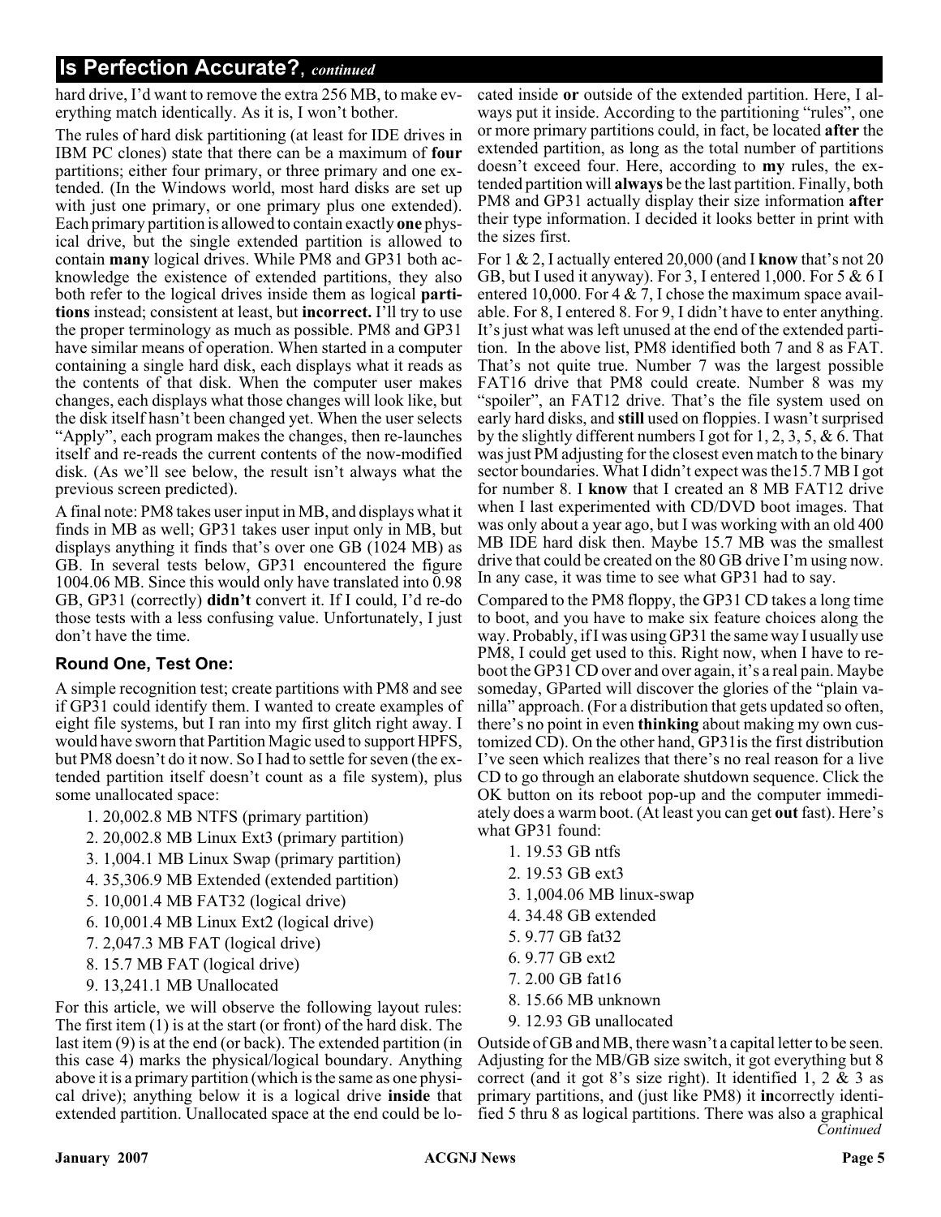## Is Perfection Accurate?, *continued*

hard drive, I'd want to remove the extra 256 MB, to make everything match identically. As it is, I won't bother.

The rules of hard disk partitioning (at least for IDE drives in IBM PC clones) state that there can be a maximum of **four** partitions; either four primary, or three primary and one extended. (In the Windows world, most hard disks are set up with just one primary, or one primary plus one extended). Each primary partition is allowed to contain exactly **one** physical drive, but the single extended partition is allowed to contain **many** logical drives. While PM8 and GP31 both acknowledge the existence of extended partitions, they also both refer to the logical drives inside them as logical **partitions** instead; consistent at least, but **incorrect.** I'll try to use the proper terminology as much as possible. PM8 and GP31 have similar means of operation. When started in a computer containing a single hard disk, each displays what it reads as the contents of that disk. When the computer user makes changes, each displays what those changes will look like, but the disk itself hasn't been changed yet. When the user selects "Apply", each program makes the changes, then re-launches itself and re-reads the current contents of the now-modified disk. (As we'll see below, the result isn't always what the previous screen predicted).

A final note: PM8 takes user input in MB, and displays what it finds in MB as well; GP31 takes user input only in MB, but displays anything it finds that's over one GB (1024 MB) as GB. In several tests below, GP31 encountered the figure 1004.06 MB. Since this would only have translated into 0.98 GB, GP31 (correctly) **didn't** convert it. If I could, I'd re-do those tests with a less confusing value. Unfortunately, I just don't have the time.

### Round One, Test One:

A simple recognition test; create partitions with PM8 and see if GP31 could identify them. I wanted to create examples of eight file systems, but I ran into my first glitch right away. I would have sworn that Partition Magic used to support HPFS, but PM8 doesn't do it now. So I had to settle for seven (the extended partition itself doesn't count as a file system), plus some unallocated space:

1. 20,002.8 MB NTFS (primary partition)
2. 20,002.8 MB Linux Ext3 (primary partition)
3. 1,004.1 MB Linux Swap (primary partition)
4. 35,306.9 MB Extended (extended partition)
5. 10,001.4 MB FAT32 (logical drive)
6. 10,001.4 MB Linux Ext2 (logical drive)
7. 2,047.3 MB FAT (logical drive)
8. 15.7 MB FAT (logical drive)
9. 13,241.1 MB Unallocated

For this article, we will observe the following layout rules: The first item (1) is at the start (or front) of the hard disk. The last item (9) is at the end (or back). The extended partition (in this case 4) marks the physical/logical boundary. Anything above it is a primary partition (which is the same as one physical drive); anything below it is a logical drive **inside** that extended partition. Unallocated space at the end could be located inside **or** outside of the extended partition. Here, I always put it inside. According to the partitioning "rules", one or more primary partitions could, in fact, be located **after** the extended partition, as long as the total number of partitions doesn't exceed four. Here, according to **my** rules, the extended partition will **always** be the last partition. Finally, both PM8 and GP31 actually display their size information **after** their type information. I decided it looks better in print with the sizes first.

For 1 & 2, I actually entered 20,000 (and I **know** that's not 20 GB, but I used it anyway). For 3, I entered 1,000. For 5 & 6 I entered 10,000. For 4 & 7, I chose the maximum space available. For 8, I entered 8. For 9, I didn't have to enter anything. It's just what was left unused at the end of the extended partition. In the above list, PM8 identified both 7 and 8 as FAT. That's not quite true. Number 7 was the largest possible FAT16 drive that PM8 could create. Number 8 was my "spoiler", an FAT12 drive. That's the file system used on early hard disks, and **still** used on floppies. I wasn't surprised by the slightly different numbers I got for 1, 2, 3, 5, & 6. That was just PM adjusting for the closest even match to the binary sector boundaries. What I didn't expect was the15.7 MB I got for number 8. I **know** that I created an 8 MB FAT12 drive when I last experimented with CD/DVD boot images. That was only about a year ago, but I was working with an old 400 MB IDE hard disk then. Maybe 15.7 MB was the smallest drive that could be created on the 80 GB drive I'm using now. In any case, it was time to see what GP31 had to say.

Compared to the PM8 floppy, the GP31 CD takes a long time to boot, and you have to make six feature choices along the way. Probably, if I was using GP31 the same way I usually use PM8, I could get used to this. Right now, when I have to reboot the GP31 CD over and over again, it's a real pain. Maybe someday, GParted will discover the glories of the "plain vanilla" approach. (For a distribution that gets updated so often, there's no point in even **thinking** about making my own customized CD). On the other hand, GP31is the first distribution I've seen which realizes that there's no real reason for a live CD to go through an elaborate shutdown sequence. Click the OK button on its reboot pop-up and the computer immediately does a warm boot. (At least you can get **out** fast). Here's what GP31 found:

1. 19.53 GB ntfs
2. 19.53 GB ext3
3. 1,004.06 MB linux-swap
4. 34.48 GB extended
5. 9.77 GB fat32
6. 9.77 GB ext2
7. 2.00 GB fat16
8. 15.66 MB unknown
9. 12.93 GB unallocated

Outside of GB and MB, there wasn't a capital letter to be seen. Adjusting for the MB/GB size switch, it got everything but 8 correct (and it got 8's size right). It identified 1, 2 & 3 as primary partitions, and (just like PM8) it **in**correctly identified 5 thru 8 as logical partitions. There was also a graphical

*Continued*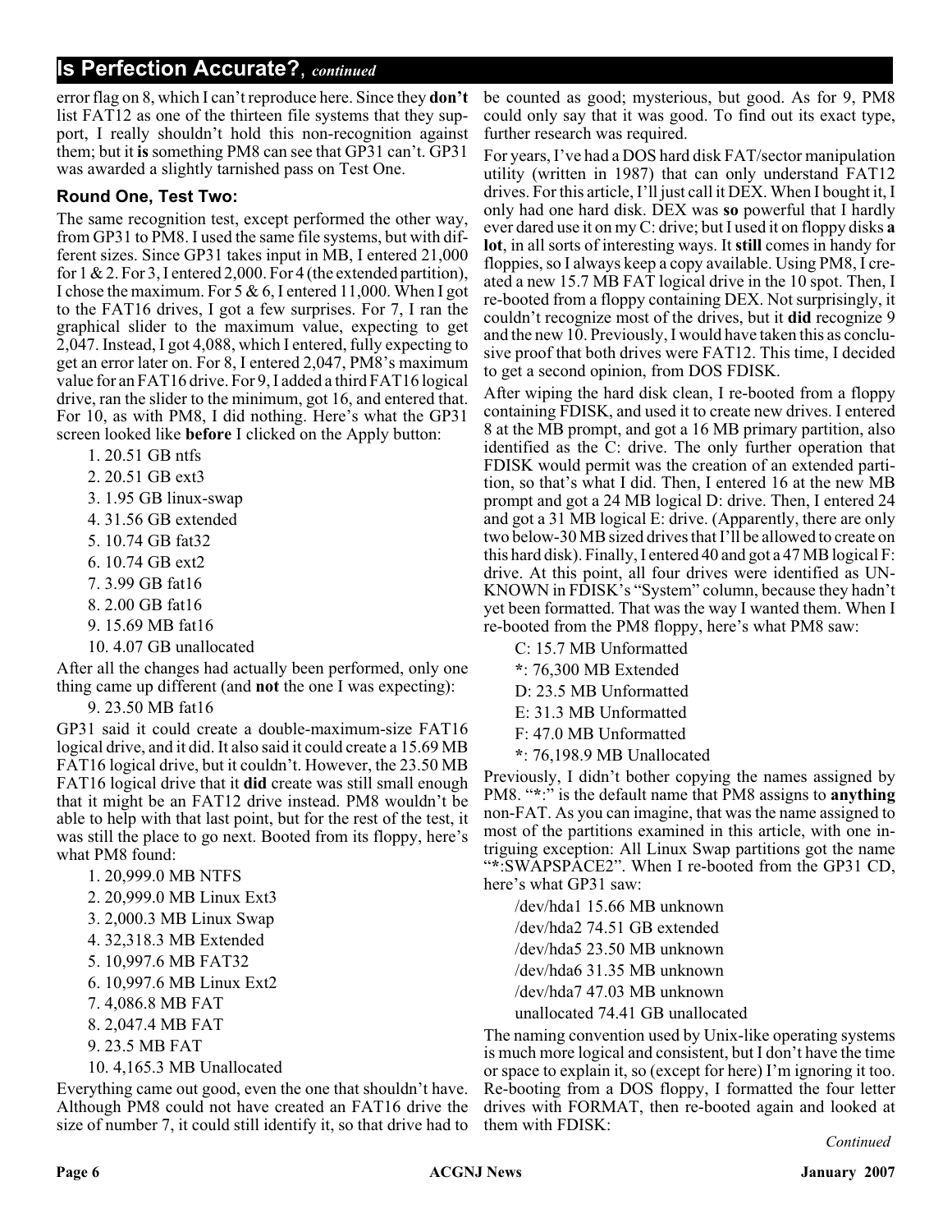## Is Perfection Accurate?, *continued*

error flag on 8, which I can't reproduce here. Since they **don't** list FAT12 as one of the thirteen file systems that they support, I really shouldn't hold this non-recognition against them; but it **is** something PM8 can see that GP31 can't. GP31 was awarded a slightly tarnished pass on Test One.

### Round One, Test Two:

The same recognition test, except performed the other way, from GP31 to PM8. I used the same file systems, but with different sizes. Since GP31 takes input in MB, I entered 21,000 for 1 & 2. For 3, I entered 2,000. For 4 (the extended partition), I chose the maximum. For 5 & 6, I entered 11,000. When I got to the FAT16 drives, I got a few surprises. For 7, I ran the graphical slider to the maximum value, expecting to get 2,047. Instead, I got 4,088, which I entered, fully expecting to get an error later on. For 8, I entered 2,047, PM8's maximum value for an FAT16 drive. For 9, I added a third FAT16 logical drive, ran the slider to the minimum, got 16, and entered that. For 10, as with PM8, I did nothing. Here's what the GP31 screen looked like **before** I clicked on the Apply button:

1. 20.51 GB ntfs
2. 20.51 GB ext3
3. 1.95 GB linux-swap
4. 31.56 GB extended
5. 10.74 GB fat32
6. 10.74 GB ext2
7. 3.99 GB fat16
8. 2.00 GB fat16
9. 15.69 MB fat16
10. 4.07 GB unallocated

After all the changes had actually been performed, only one thing came up different (and **not** the one I was expecting):

9. 23.50 MB fat16

GP31 said it could create a double-maximum-size FAT16 logical drive, and it did. It also said it could create a 15.69 MB FAT16 logical drive, but it couldn't. However, the 23.50 MB FAT16 logical drive that it **did** create was still small enough that it might be an FAT12 drive instead. PM8 wouldn't be able to help with that last point, but for the rest of the test, it was still the place to go next. Booted from its floppy, here's what PM8 found:

1. 20,999.0 MB NTFS
2. 20,999.0 MB Linux Ext3
3. 2,000.3 MB Linux Swap
4. 32,318.3 MB Extended
5. 10,997.6 MB FAT32
6. 10,997.6 MB Linux Ext2
7. 4,086.8 MB FAT
8. 2,047.4 MB FAT
9. 23.5 MB FAT
10. 4,165.3 MB Unallocated

Everything came out good, even the one that shouldn't have. Although PM8 could not have created an FAT16 drive the size of number 7, it could still identify it, so that drive had to be counted as good; mysterious, but good. As for 9, PM8 could only say that it was good. To find out its exact type, further research was required.

For years, I've had a DOS hard disk FAT/sector manipulation utility (written in 1987) that can only understand FAT12 drives. For this article, I'll just call it DEX. When I bought it, I only had one hard disk. DEX was **so** powerful that I hardly ever dared use it on my C: drive; but I used it on floppy disks **a lot**, in all sorts of interesting ways. It **still** comes in handy for floppies, so I always keep a copy available. Using PM8, I created a new 15.7 MB FAT logical drive in the 10 spot. Then, I re-booted from a floppy containing DEX. Not surprisingly, it couldn't recognize most of the drives, but it **did** recognize 9 and the new 10. Previously, I would have taken this as conclusive proof that both drives were FAT12. This time, I decided to get a second opinion, from DOS FDISK.

After wiping the hard disk clean, I re-booted from a floppy containing FDISK, and used it to create new drives. I entered 8 at the MB prompt, and got a 16 MB primary partition, also identified as the C: drive. The only further operation that FDISK would permit was the creation of an extended partition, so that's what I did. Then, I entered 16 at the new MB prompt and got a 24 MB logical D: drive. Then, I entered 24 and got a 31 MB logical E: drive. (Apparently, there are only two below-30 MB sized drives that I'll be allowed to create on this hard disk). Finally, I entered 40 and got a 47 MB logical F: drive. At this point, all four drives were identified as UNKNOWN in FDISK's "System" column, because they hadn't yet been formatted. That was the way I wanted them. When I re-booted from the PM8 floppy, here's what PM8 saw:

C: 15.7 MB Unformatted
*: 76,300 MB Extended
D: 23.5 MB Unformatted
E: 31.3 MB Unformatted
F: 47.0 MB Unformatted
*: 76,198.9 MB Unallocated

Previously, I didn't bother copying the names assigned by PM8. "*:" is the default name that PM8 assigns to **anything** non-FAT. As you can imagine, that was the name assigned to most of the partitions examined in this article, with one intriguing exception: All Linux Swap partitions got the name "*:SWAPSPACE2". When I re-booted from the GP31 CD, here's what GP31 saw:

/dev/hda1 15.66 MB unknown
/dev/hda2 74.51 GB extended
/dev/hda5 23.50 MB unknown
/dev/hda6 31.35 MB unknown
/dev/hda7 47.03 MB unknown
unallocated 74.41 GB unallocated

The naming convention used by Unix-like operating systems is much more logical and consistent, but I don't have the time or space to explain it, so (except for here) I'm ignoring it too. Re-booting from a DOS floppy, I formatted the four letter drives with FORMAT, then re-booted again and looked at them with FDISK:

*Continued*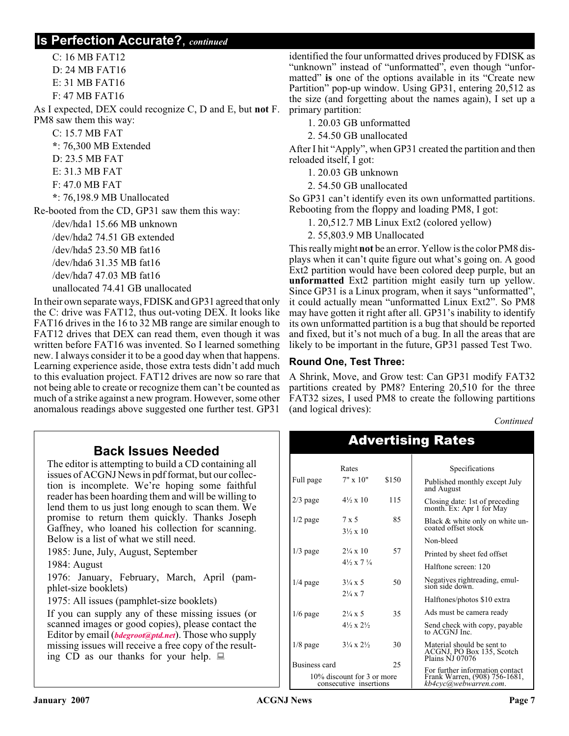## Is Perfection Accurate?, *continued*

C: 16 MB FAT12

D: 24 MB FAT16

E: 31 MB FAT16

F: 47 MB FAT16

As I expected, DEX could recognize C, D and E, but **not** F. PM8 saw them this way:

C: 15.7 MB FAT

*: 76,300 MB Extended

D: 23.5 MB FAT

E: 31.3 MB FAT

F: 47.0 MB FAT

*: 76,198.9 MB Unallocated

Re-booted from the CD, GP31 saw them this way:

/dev/hda1 15.66 MB unknown

/dev/hda2 74.51 GB extended

/dev/hda5 23.50 MB fat16

/dev/hda6 31.35 MB fat16

/dev/hda7 47.03 MB fat16

unallocated 74.41 GB unallocated

In their own separate ways, FDISK and GP31 agreed that only the C: drive was FAT12, thus out-voting DEX. It looks like FAT16 drives in the 16 to 32 MB range are similar enough to FAT12 drives that DEX can read them, even though it was written before FAT16 was invented. So I learned something new. I always consider it to be a good day when that happens. Learning experience aside, those extra tests didn't add much to this evaluation project. FAT12 drives are now so rare that not being able to create or recognize them can't be counted as much of a strike against a new program. However, some other anomalous readings above suggested one further test. GP31 identified the four unformatted drives produced by FDISK as "unknown" instead of "unformatted", even though "unformatted" **is** one of the options available in its "Create new Partition" pop-up window. Using GP31, entering 20,512 as the size (and forgetting about the names again), I set up a primary partition:

1. 20.03 GB unformatted
2. 54.50 GB unallocated

After I hit "Apply", when GP31 created the partition and then reloaded itself, I got:

1. 20.03 GB unknown
2. 54.50 GB unallocated

So GP31 can't identify even its own unformatted partitions. Rebooting from the floppy and loading PM8, I got:

1. 20,512.7 MB Linux Ext2 (colored yellow)
2. 55,803.9 MB Unallocated

This really might **not** be an error. Yellow is the color PM8 displays when it can't quite figure out what's going on. A good Ext2 partition would have been colored deep purple, but an **unformatted** Ext2 partition might easily turn up yellow. Since GP31 is a Linux program, when it says "unformatted", it could actually mean "unformatted Linux Ext2". So PM8 may have gotten it right after all. GP31's inability to identify its own unformatted partition is a bug that should be reported and fixed, but it's not much of a bug. In all the areas that are likely to be important in the future, GP31 passed Test Two.

### Round One, Test Three:

A Shrink, Move, and Grow test: Can GP31 modify FAT32 partitions created by PM8? Entering 20,510 for the three FAT32 sizes, I used PM8 to create the following partitions (and logical drives):

*Continued*

## Back Issues Needed

The editor is attempting to build a CD containing all issues of ACGNJ News in pdf format, but our collection is incomplete. We're hoping some faithful reader has been hoarding them and will be willing to lend them to us just long enough to scan them. We promise to return them quickly. Thanks Joseph Gaffney, who loaned his collection for scanning. Below is a list of what we still need.

1985: June, July, August, September

1984: August

1976: January, February, March, April (pamphlet-size booklets)

1975: All issues (pamphlet-size booklets)

If you can supply any of these missing issues (or scanned images or good copies), please contact the Editor by email (***bdegroot@ptd.net***). Those who supply missing issues will receive a free copy of the resulting CD as our thanks for your help.

## Advertising Rates

| | Rates | |
|---|---|---|
| Full page | 7" x 10" | $150 |
| 2/3 page | 4½ x 10 | 115 |
| 1/2 page | 7 x 5<br>3½ x 10 | 85 |
| 1/3 page | 2¼ x 10<br>4½ x 7 ¼ | 57 |
| 1/4 page | 3¼ x 5<br>2¼ x 7 | 50 |
| 1/6 page | 2¼ x 5<br>4½ x 2½ | 35 |
| 1/8 page | 3¼ x 2½ | 30 |
| Business card | | 25 |

10% discount for 3 or more consecutive insertions

**Specifications**

Published monthly except July and August

Closing date: 1st of preceding month. Ex: Apr 1 for May

Black & white only on white uncoated offset stock

Non-bleed

Printed by sheet fed offset

Halftone screen: 120

Negatives rightreading, emulsion side down.

Halftones/photos $10 extra

Ads must be camera ready

Send check with copy, payable to ACGNJ Inc.

Material should be sent to ACGNJ, PO Box 135, Scotch Plains NJ 07076

For further information contact Frank Warren, (908) 756-1681, *kb4cyc@webwarren.com*.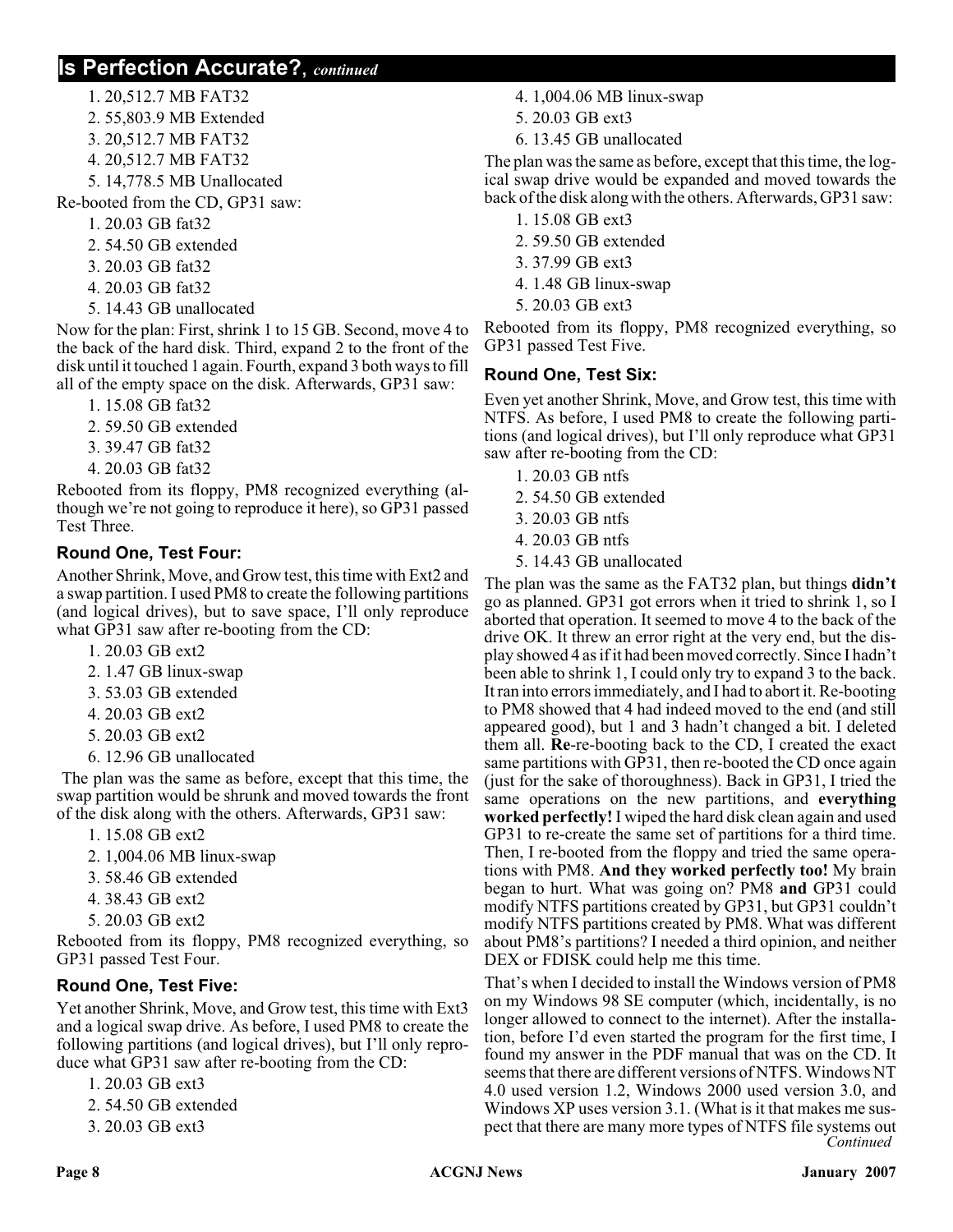## Is Perfection Accurate?, *continued*

1. 20,512.7 MB FAT32
2. 55,803.9 MB Extended
3. 20,512.7 MB FAT32
4. 20,512.7 MB FAT32
5. 14,778.5 MB Unallocated

Re-booted from the CD, GP31 saw:

1. 20.03 GB fat32
2. 54.50 GB extended
3. 20.03 GB fat32
4. 20.03 GB fat32
5. 14.43 GB unallocated

Now for the plan: First, shrink 1 to 15 GB. Second, move 4 to the back of the hard disk. Third, expand 2 to the front of the disk until it touched 1 again. Fourth, expand 3 both ways to fill all of the empty space on the disk. Afterwards, GP31 saw:

1. 15.08 GB fat32
2. 59.50 GB extended
3. 39.47 GB fat32
4. 20.03 GB fat32

Rebooted from its floppy, PM8 recognized everything (although we're not going to reproduce it here), so GP31 passed Test Three.

### Round One, Test Four:

Another Shrink, Move, and Grow test, this time with Ext2 and a swap partition. I used PM8 to create the following partitions (and logical drives), but to save space, I'll only reproduce what GP31 saw after re-booting from the CD:

1. 20.03 GB ext2
2. 1.47 GB linux-swap
3. 53.03 GB extended
4. 20.03 GB ext2
5. 20.03 GB ext2
6. 12.96 GB unallocated

The plan was the same as before, except that this time, the swap partition would be shrunk and moved towards the front of the disk along with the others. Afterwards, GP31 saw:

1. 15.08 GB ext2
2. 1,004.06 MB linux-swap
3. 58.46 GB extended
4. 38.43 GB ext2
5. 20.03 GB ext2

Rebooted from its floppy, PM8 recognized everything, so GP31 passed Test Four.

### Round One, Test Five:

Yet another Shrink, Move, and Grow test, this time with Ext3 and a logical swap drive. As before, I used PM8 to create the following partitions (and logical drives), but I'll only reproduce what GP31 saw after re-booting from the CD:

1. 20.03 GB ext3
2. 54.50 GB extended
3. 20.03 GB ext3
4. 1,004.06 MB linux-swap
5. 20.03 GB ext3
6. 13.45 GB unallocated

The plan was the same as before, except that this time, the logical swap drive would be expanded and moved towards the back of the disk along with the others. Afterwards, GP31 saw:

1. 15.08 GB ext3
2. 59.50 GB extended
3. 37.99 GB ext3
4. 1.48 GB linux-swap
5. 20.03 GB ext3

Rebooted from its floppy, PM8 recognized everything, so GP31 passed Test Five.

### Round One, Test Six:

Even yet another Shrink, Move, and Grow test, this time with NTFS. As before, I used PM8 to create the following partitions (and logical drives), but I'll only reproduce what GP31 saw after re-booting from the CD:

1. 20.03 GB ntfs
2. 54.50 GB extended
3. 20.03 GB ntfs
4. 20.03 GB ntfs
5. 14.43 GB unallocated

The plan was the same as the FAT32 plan, but things **didn't** go as planned. GP31 got errors when it tried to shrink 1, so I aborted that operation. It seemed to move 4 to the back of the drive OK. It threw an error right at the very end, but the display showed 4 as if it had been moved correctly. Since I hadn't been able to shrink 1, I could only try to expand 3 to the back. It ran into errors immediately, and I had to abort it. Re-booting to PM8 showed that 4 had indeed moved to the end (and still appeared good), but 1 and 3 hadn't changed a bit. I deleted them all. **Re**-re-booting back to the CD, I created the exact same partitions with GP31, then re-booted the CD once again (just for the sake of thoroughness). Back in GP31, I tried the same operations on the new partitions, and **everything worked perfectly!** I wiped the hard disk clean again and used GP31 to re-create the same set of partitions for a third time. Then, I re-booted from the floppy and tried the same operations with PM8. **And they worked perfectly too!** My brain began to hurt. What was going on? PM8 **and** GP31 could modify NTFS partitions created by GP31, but GP31 couldn't modify NTFS partitions created by PM8. What was different about PM8's partitions? I needed a third opinion, and neither DEX or FDISK could help me this time.

That's when I decided to install the Windows version of PM8 on my Windows 98 SE computer (which, incidentally, is no longer allowed to connect to the internet). After the installation, before I'd even started the program for the first time, I found my answer in the PDF manual that was on the CD. It seems that there are different versions of NTFS. Windows NT 4.0 used version 1.2, Windows 2000 used version 3.0, and Windows XP uses version 3.1. (What is it that makes me suspect that there are many more types of NTFS file systems out

*Continued*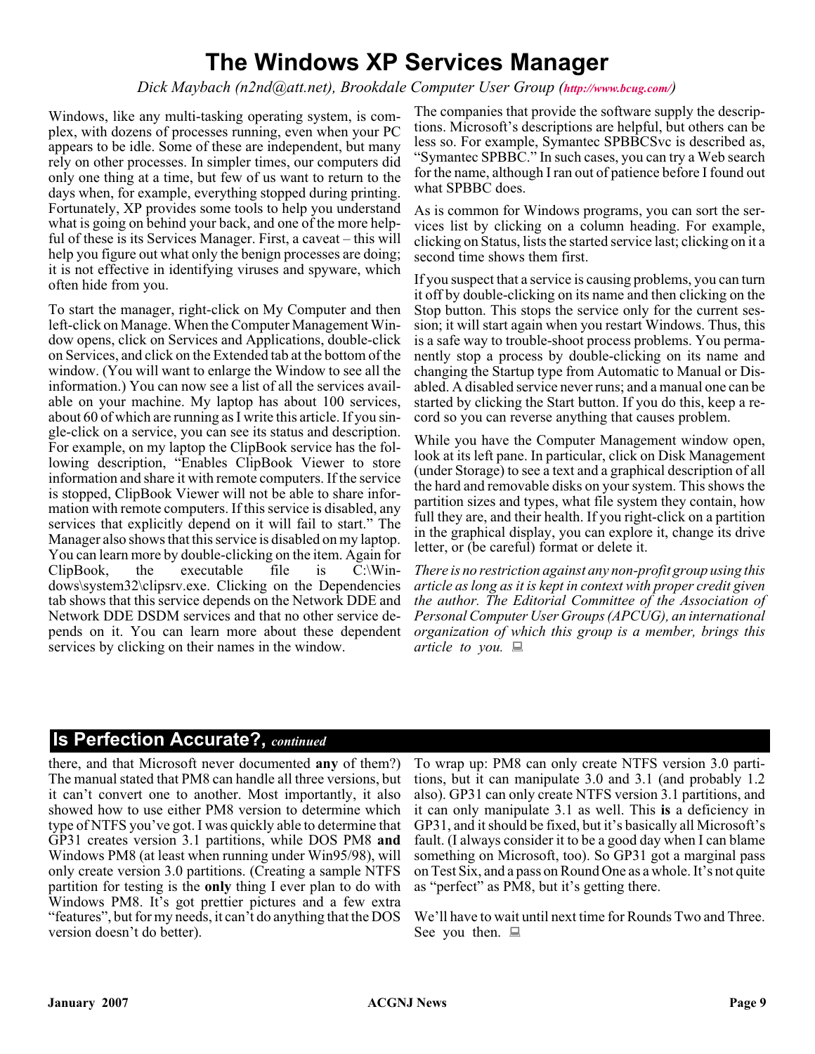# The Windows XP Services Manager

*Dick Maybach (n2nd@att.net), Brookdale Computer User Group (http://www.bcug.com/)*

Windows, like any multi-tasking operating system, is complex, with dozens of processes running, even when your PC appears to be idle. Some of these are independent, but many rely on other processes. In simpler times, our computers did only one thing at a time, but few of us want to return to the days when, for example, everything stopped during printing. Fortunately, XP provides some tools to help you understand what is going on behind your back, and one of the more helpful of these is its Services Manager. First, a caveat – this will help you figure out what only the benign processes are doing; it is not effective in identifying viruses and spyware, which often hide from you.

To start the manager, right-click on My Computer and then left-click on Manage. When the Computer Management Window opens, click on Services and Applications, double-click on Services, and click on the Extended tab at the bottom of the window. (You will want to enlarge the Window to see all the information.) You can now see a list of all the services available on your machine. My laptop has about 100 services, about 60 of which are running as I write this article. If you single-click on a service, you can see its status and description. For example, on my laptop the ClipBook service has the following description, "Enables ClipBook Viewer to store information and share it with remote computers. If the service is stopped, ClipBook Viewer will not be able to share information with remote computers. If this service is disabled, any services that explicitly depend on it will fail to start." The Manager also shows that this service is disabled on my laptop. You can learn more by double-clicking on the item. Again for ClipBook, the executable file is C:\Windows\system32\clipsrv.exe. Clicking on the Dependencies tab shows that this service depends on the Network DDE and Network DDE DSDM services and that no other service depends on it. You can learn more about these dependent services by clicking on their names in the window.

The companies that provide the software supply the descriptions. Microsoft's descriptions are helpful, but others can be less so. For example, Symantec SPBBCSvc is described as, "Symantec SPBBC." In such cases, you can try a Web search for the name, although I ran out of patience before I found out what SPBBC does.

As is common for Windows programs, you can sort the services list by clicking on a column heading. For example, clicking on Status, lists the started service last; clicking on it a second time shows them first.

If you suspect that a service is causing problems, you can turn it off by double-clicking on its name and then clicking on the Stop button. This stops the service only for the current session; it will start again when you restart Windows. Thus, this is a safe way to trouble-shoot process problems. You permanently stop a process by double-clicking on its name and changing the Startup type from Automatic to Manual or Disabled. A disabled service never runs; and a manual one can be started by clicking the Start button. If you do this, keep a record so you can reverse anything that causes problem.

While you have the Computer Management window open, look at its left pane. In particular, click on Disk Management (under Storage) to see a text and a graphical description of all the hard and removable disks on your system. This shows the partition sizes and types, what file system they contain, how full they are, and their health. If you right-click on a partition in the graphical display, you can explore it, change its drive letter, or (be careful) format or delete it.

*There is no restriction against any non-profit group using this article as long as it is kept in context with proper credit given the author. The Editorial Committee of the Association of Personal Computer User Groups (APCUG), an international organization of which this group is a member, brings this article to you.*

## Is Perfection Accurate?, *continued*

there, and that Microsoft never documented **any** of them?) The manual stated that PM8 can handle all three versions, but it can't convert one to another. Most importantly, it also showed how to use either PM8 version to determine which type of NTFS you've got. I was quickly able to determine that GP31 creates version 3.1 partitions, while DOS PM8 **and** Windows PM8 (at least when running under Win95/98), will only create version 3.0 partitions. (Creating a sample NTFS partition for testing is the **only** thing I ever plan to do with Windows PM8. It's got prettier pictures and a few extra "features", but for my needs, it can't do anything that the DOS version doesn't do better).

To wrap up: PM8 can only create NTFS version 3.0 partitions, but it can manipulate 3.0 and 3.1 (and probably 1.2 also). GP31 can only create NTFS version 3.1 partitions, and it can only manipulate 3.1 as well. This **is** a deficiency in GP31, and it should be fixed, but it's basically all Microsoft's fault. (I always consider it to be a good day when I can blame something on Microsoft, too). So GP31 got a marginal pass on Test Six, and a pass on Round One as a whole. It's not quite as "perfect" as PM8, but it's getting there.

We'll have to wait until next time for Rounds Two and Three. See you then.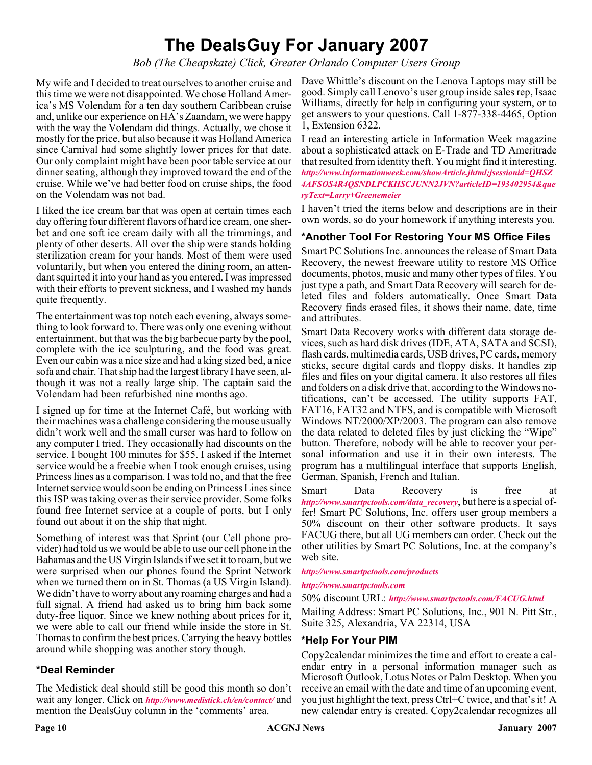# The DealsGuy For January 2007

*Bob (The Cheapskate) Click, Greater Orlando Computer Users Group*

My wife and I decided to treat ourselves to another cruise and this time we were not disappointed. We chose Holland America's MS Volendam for a ten day southern Caribbean cruise and, unlike our experience on HA's Zaandam, we were happy with the way the Volendam did things. Actually, we chose it mostly for the price, but also because it was Holland America since Carnival had some slightly lower prices for that date. Our only complaint might have been poor table service at our dinner seating, although they improved toward the end of the cruise. While we've had better food on cruise ships, the food on the Volendam was not bad.

I liked the ice cream bar that was open at certain times each day offering four different flavors of hard ice cream, one sherbet and one soft ice cream daily with all the trimmings, and plenty of other deserts. All over the ship were stands holding sterilization cream for your hands. Most of them were used voluntarily, but when you entered the dining room, an attendant squirted it into your hand as you entered. I was impressed with their efforts to prevent sickness, and I washed my hands quite frequently.

The entertainment was top notch each evening, always something to look forward to. There was only one evening without entertainment, but that was the big barbecue party by the pool, complete with the ice sculpturing, and the food was great. Even our cabin was a nice size and had a king sized bed, a nice sofa and chair. That ship had the largest library I have seen, although it was not a really large ship. The captain said the Volendam had been refurbished nine months ago.

I signed up for time at the Internet Café, but working with their machines was a challenge considering the mouse usually didn't work well and the small curser was hard to follow on any computer I tried. They occasionally had discounts on the service. I bought 100 minutes for $55. I asked if the Internet service would be a freebie when I took enough cruises, using Princess lines as a comparison. I was told no, and that the free Internet service would soon be ending on Princess Lines since this ISP was taking over as their service provider. Some folks found free Internet service at a couple of ports, but I only found out about it on the ship that night.

Something of interest was that Sprint (our Cell phone provider) had told us we would be able to use our cell phone in the Bahamas and the US Virgin Islands if we set it to roam, but we were surprised when our phones found the Sprint Network when we turned them on in St. Thomas (a US Virgin Island). We didn't have to worry about any roaming charges and had a full signal. A friend had asked us to bring him back some duty-free liquor. Since we knew nothing about prices for it, we were able to call our friend while inside the store in St. Thomas to confirm the best prices. Carrying the heavy bottles around while shopping was another story though.

## *Deal Reminder

The Medistick deal should still be good this month so don't wait any longer. Click on *http://www.medistick.ch/en/contact/* and mention the DealsGuy column in the 'comments' area.

Dave Whittle's discount on the Lenova Laptops may still be good. Simply call Lenovo's user group inside sales rep, Isaac Williams, directly for help in configuring your system, or to get answers to your questions. Call 1-877-338-4465, Option 1, Extension 6322.

I read an interesting article in Information Week magazine about a sophisticated attack on E-Trade and TD Ameritrade that resulted from identity theft. You might find it interesting. *http://www.informationweek.com/showArticle.jhtml;jsessionid=QHSZ4AFSOS4R4QSNDLPCKHSCJUNN2JVN?articleID=193402954&queryText=Larry+Greenemeier*

I haven't tried the items below and descriptions are in their own words, so do your homework if anything interests you.

## *Another Tool For Restoring Your MS Office Files

Smart PC Solutions Inc. announces the release of Smart Data Recovery, the newest freeware utility to restore MS Office documents, photos, music and many other types of files. You just type a path, and Smart Data Recovery will search for deleted files and folders automatically. Once Smart Data Recovery finds erased files, it shows their name, date, time and attributes.

Smart Data Recovery works with different data storage devices, such as hard disk drives (IDE, ATA, SATA and SCSI), flash cards, multimedia cards, USB drives, PC cards, memory sticks, secure digital cards and floppy disks. It handles zip files and files on your digital camera. It also restores all files and folders on a disk drive that, according to the Windows notifications, can't be accessed. The utility supports FAT, FAT16, FAT32 and NTFS, and is compatible with Microsoft Windows NT/2000/XP/2003. The program can also remove the data related to deleted files by just clicking the "Wipe" button. Therefore, nobody will be able to recover your personal information and use it in their own interests. The program has a multilingual interface that supports English, German, Spanish, French and Italian.

Smart Data Recovery is free at *http://www.smartpctools.com/data_recovery*, but here is a special offer! Smart PC Solutions, Inc. offers user group members a 50% discount on their other software products. It says FACUG there, but all UG members can order. Check out the other utilities by Smart PC Solutions, Inc. at the company's web site.

*http://www.smartpctools.com/products*

*http://www.smartpctools.com*

50% discount URL: *http://www.smartpctools.com/FACUG.html*

Mailing Address: Smart PC Solutions, Inc., 901 N. Pitt Str., Suite 325, Alexandria, VA 22314, USA

## *Help For Your PIM

Copy2calendar minimizes the time and effort to create a calendar entry in a personal information manager such as Microsoft Outlook, Lotus Notes or Palm Desktop. When you receive an email with the date and time of an upcoming event, you just highlight the text, press Ctrl+C twice, and that's it! A new calendar entry is created. Copy2calendar recognizes all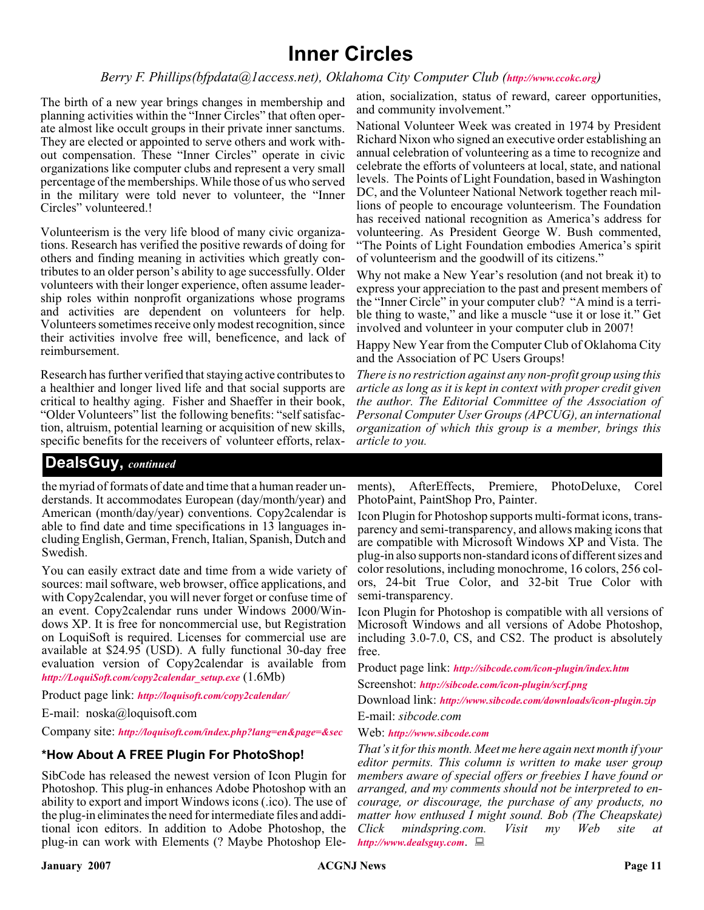# Inner Circles

*Berry F. Phillips(bfpdata@1access.net), Oklahoma City Computer Club (**http://www.ccokc.org**)*

The birth of a new year brings changes in membership and planning activities within the "Inner Circles" that often operate almost like occult groups in their private inner sanctums. They are elected or appointed to serve others and work without compensation. These "Inner Circles" operate in civic organizations like computer clubs and represent a very small percentage of the memberships. While those of us who served in the military were told never to volunteer, the "Inner Circles" volunteered.!

Volunteerism is the very life blood of many civic organizations. Research has verified the positive rewards of doing for others and finding meaning in activities which greatly contributes to an older person's ability to age successfully. Older volunteers with their longer experience, often assume leadership roles within nonprofit organizations whose programs and activities are dependent on volunteers for help. Volunteers sometimes receive only modest recognition, since their activities involve free will, beneficence, and lack of reimbursement.

Research has further verified that staying active contributes to a healthier and longer lived life and that social supports are critical to healthy aging. Fisher and Shaeffer in their book, "Older Volunteers" list the following benefits: "self satisfaction, altruism, potential learning or acquisition of new skills, specific benefits for the receivers of volunteer efforts, relaxation, socialization, status of reward, career opportunities, and community involvement."

National Volunteer Week was created in 1974 by President Richard Nixon who signed an executive order establishing an annual celebration of volunteering as a time to recognize and celebrate the efforts of volunteers at local, state, and national levels. The Points of Light Foundation, based in Washington DC, and the Volunteer National Network together reach millions of people to encourage volunteerism. The Foundation has received national recognition as America's address for volunteering. As President George W. Bush commented, "The Points of Light Foundation embodies America's spirit of volunteerism and the goodwill of its citizens."

Why not make a New Year's resolution (and not break it) to express your appreciation to the past and present members of the "Inner Circle" in your computer club? "A mind is a terrible thing to waste," and like a muscle "use it or lose it." Get involved and volunteer in your computer club in 2007!

Happy New Year from the Computer Club of Oklahoma City and the Association of PC Users Groups!

*There is no restriction against any non-profit group using this article as long as it is kept in context with proper credit given the author. The Editorial Committee of the Association of Personal Computer User Groups (APCUG), an international organization of which this group is a member, brings this article to you.*

## DealsGuy, *continued*

the myriad of formats of date and time that a human reader understands. It accommodates European (day/month/year) and American (month/day/year) conventions. Copy2calendar is able to find date and time specifications in 13 languages including English, German, French, Italian, Spanish, Dutch and Swedish.

You can easily extract date and time from a wide variety of sources: mail software, web browser, office applications, and with Copy2calendar, you will never forget or confuse time of an event. Copy2calendar runs under Windows 2000/Windows XP. It is free for noncommercial use, but Registration on LoquiSoft is required. Licenses for commercial use are available at $24.95 (USD). A fully functional 30-day free evaluation version of Copy2calendar is available from ***http://LoquiSoft.com/copy2calendar_setup.exe*** (1.6Mb)

Product page link: ***http://loquisoft.com/copy2calendar/***

E-mail: noska@loquisoft.com

Company site: ***http://loquisoft.com/index.php?lang=en&page=&sec***

### *How About A FREE Plugin For PhotoShop!

SibCode has released the newest version of Icon Plugin for Photoshop. This plug-in enhances Adobe Photoshop with an ability to export and import Windows icons (.ico). The use of the plug-in eliminates the need for intermediate files and additional icon editors. In addition to Adobe Photoshop, the plug-in can work with Elements (? Maybe Photoshop Elements), AfterEffects, Premiere, PhotoDeluxe, Corel PhotoPaint, PaintShop Pro, Painter.

Icon Plugin for Photoshop supports multi-format icons, transparency and semi-transparency, and allows making icons that are compatible with Microsoft Windows XP and Vista. The plug-in also supports non-standard icons of different sizes and color resolutions, including monochrome, 16 colors, 256 colors, 24-bit True Color, and 32-bit True Color with semi-transparency.

Icon Plugin for Photoshop is compatible with all versions of Microsoft Windows and all versions of Adobe Photoshop, including 3.0-7.0, CS, and CS2. The product is absolutely free.

Product page link: ***http://sibcode.com/icon-plugin/index.htm***

Screenshot: ***http://sibcode.com/icon-plugin/scrf.png***

Download link: ***http://www.sibcode.com/downloads/icon-plugin.zip***

E-mail: *sibcode.com*

Web: ***http://www.sibcode.com***

*That's it for this month. Meet me here again next month if your editor permits. This column is written to make user group members aware of special offers or freebies I have found or arranged, and my comments should not be interpreted to encourage, or discourage, the purchase of any products, no matter how enthused I might sound. Bob (The Cheapskate) Click mindspring.com. Visit my Web site at **http://www.dealsguy.com**.*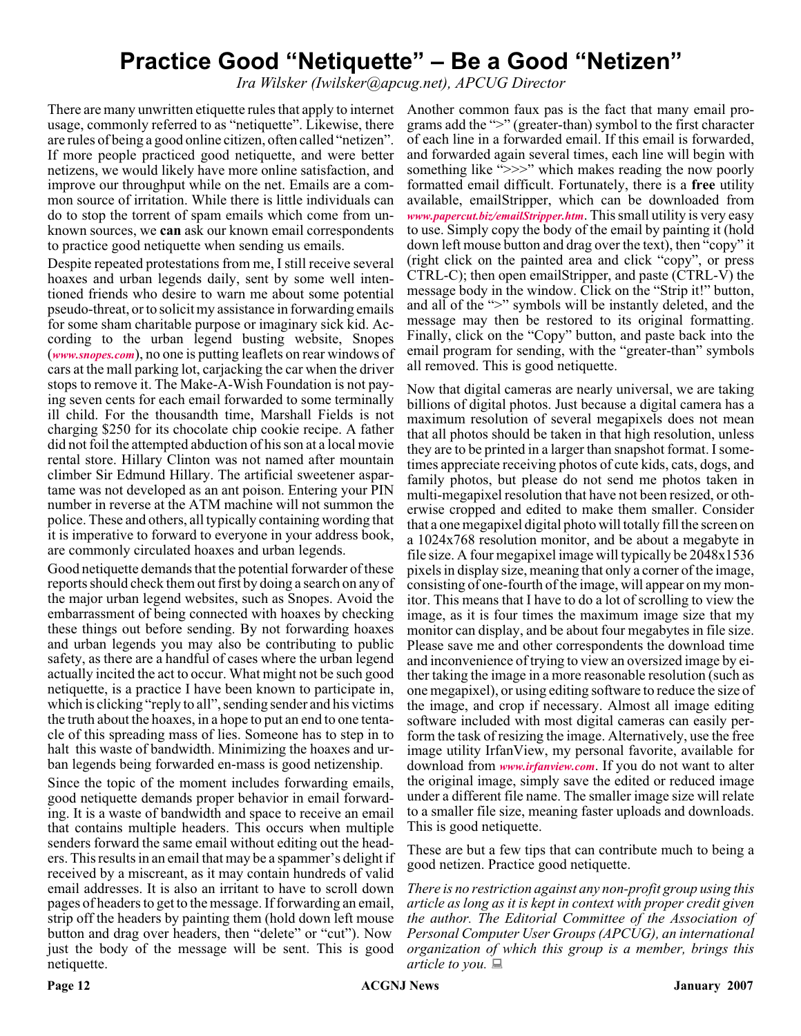# Practice Good "Netiquette" – Be a Good "Netizen"

*Ira Wilsker (Iwilsker@apcug.net), APCUG Director*

There are many unwritten etiquette rules that apply to internet usage, commonly referred to as "netiquette". Likewise, there are rules of being a good online citizen, often called "netizen". If more people practiced good netiquette, and were better netizens, we would likely have more online satisfaction, and improve our throughput while on the net. Emails are a common source of irritation. While there is little individuals can do to stop the torrent of spam emails which come from unknown sources, we **can** ask our known email correspondents to practice good netiquette when sending us emails.

Despite repeated protestations from me, I still receive several hoaxes and urban legends daily, sent by some well intentioned friends who desire to warn me about some potential pseudo-threat, or to solicit my assistance in forwarding emails for some sham charitable purpose or imaginary sick kid. According to the urban legend busting website, Snopes (*www.snopes.com*), no one is putting leaflets on rear windows of cars at the mall parking lot, carjacking the car when the driver stops to remove it. The Make-A-Wish Foundation is not paying seven cents for each email forwarded to some terminally ill child. For the thousandth time, Marshall Fields is not charging $250 for its chocolate chip cookie recipe. A father did not foil the attempted abduction of his son at a local movie rental store. Hillary Clinton was not named after mountain climber Sir Edmund Hillary. The artificial sweetener aspartame was not developed as an ant poison. Entering your PIN number in reverse at the ATM machine will not summon the police. These and others, all typically containing wording that it is imperative to forward to everyone in your address book, are commonly circulated hoaxes and urban legends.

Good netiquette demands that the potential forwarder of these reports should check them out first by doing a search on any of the major urban legend websites, such as Snopes. Avoid the embarrassment of being connected with hoaxes by checking these things out before sending. By not forwarding hoaxes and urban legends you may also be contributing to public safety, as there are a handful of cases where the urban legend actually incited the act to occur. What might not be such good netiquette, is a practice I have been known to participate in, which is clicking "reply to all", sending sender and his victims the truth about the hoaxes, in a hope to put an end to one tentacle of this spreading mass of lies. Someone has to step in to halt this waste of bandwidth. Minimizing the hoaxes and urban legends being forwarded en-mass is good netizenship.

Since the topic of the moment includes forwarding emails, good netiquette demands proper behavior in email forwarding. It is a waste of bandwidth and space to receive an email that contains multiple headers. This occurs when multiple senders forward the same email without editing out the headers. This results in an email that may be a spammer's delight if received by a miscreant, as it may contain hundreds of valid email addresses. It is also an irritant to have to scroll down pages of headers to get to the message. If forwarding an email, strip off the headers by painting them (hold down left mouse button and drag over headers, then "delete" or "cut"). Now just the body of the message will be sent. This is good netiquette.

Another common faux pas is the fact that many email programs add the ">" (greater-than) symbol to the first character of each line in a forwarded email. If this email is forwarded, and forwarded again several times, each line will begin with something like ">>>" which makes reading the now poorly formatted email difficult. Fortunately, there is a **free** utility available, emailStripper, which can be downloaded from *www.papercut.biz/emailStripper.htm*. This small utility is very easy to use. Simply copy the body of the email by painting it (hold down left mouse button and drag over the text), then "copy" it (right click on the painted area and click "copy", or press CTRL-C); then open emailStripper, and paste (CTRL-V) the message body in the window. Click on the "Strip it!" button, and all of the ">" symbols will be instantly deleted, and the message may then be restored to its original formatting. Finally, click on the "Copy" button, and paste back into the email program for sending, with the "greater-than" symbols all removed. This is good netiquette.

Now that digital cameras are nearly universal, we are taking billions of digital photos. Just because a digital camera has a maximum resolution of several megapixels does not mean that all photos should be taken in that high resolution, unless they are to be printed in a larger than snapshot format. I sometimes appreciate receiving photos of cute kids, cats, dogs, and family photos, but please do not send me photos taken in multi-megapixel resolution that have not been resized, or otherwise cropped and edited to make them smaller. Consider that a one megapixel digital photo will totally fill the screen on a 1024x768 resolution monitor, and be about a megabyte in file size. A four megapixel image will typically be 2048x1536 pixels in display size, meaning that only a corner of the image, consisting of one-fourth of the image, will appear on my monitor. This means that I have to do a lot of scrolling to view the image, as it is four times the maximum image size that my monitor can display, and be about four megabytes in file size. Please save me and other correspondents the download time and inconvenience of trying to view an oversized image by either taking the image in a more reasonable resolution (such as one megapixel), or using editing software to reduce the size of the image, and crop if necessary. Almost all image editing software included with most digital cameras can easily perform the task of resizing the image. Alternatively, use the free image utility IrfanView, my personal favorite, available for download from *www.irfanview.com*. If you do not want to alter the original image, simply save the edited or reduced image under a different file name. The smaller image size will relate to a smaller file size, meaning faster uploads and downloads. This is good netiquette.

These are but a few tips that can contribute much to being a good netizen. Practice good netiquette.

*There is no restriction against any non-profit group using this article as long as it is kept in context with proper credit given the author. The Editorial Committee of the Association of Personal Computer User Groups (APCUG), an international organization of which this group is a member, brings this article to you.*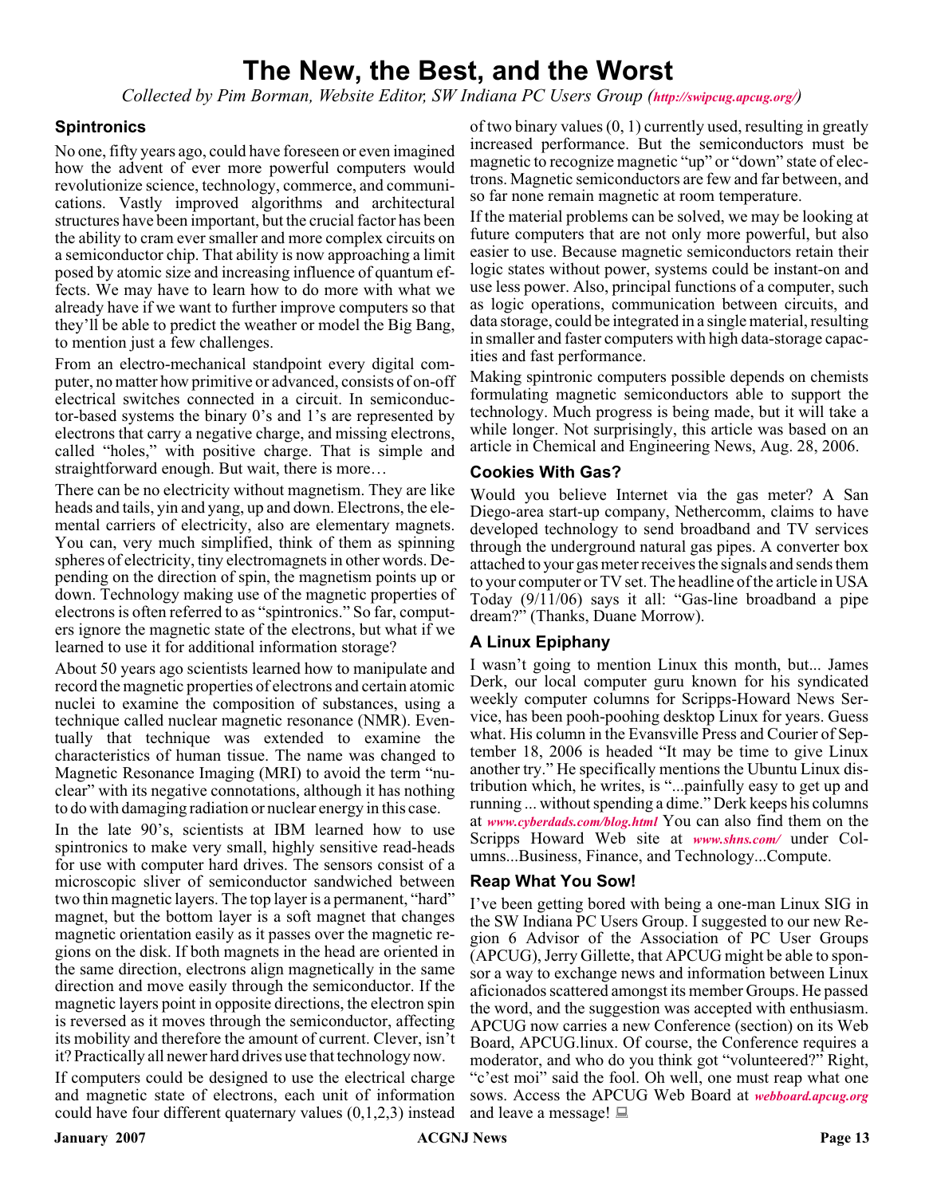# The New, the Best, and the Worst

*Collected by Pim Borman, Website Editor, SW Indiana PC Users Group (http://swipcug.apcug.org/)*

### Spintronics

No one, fifty years ago, could have foreseen or even imagined how the advent of ever more powerful computers would revolutionize science, technology, commerce, and communications. Vastly improved algorithms and architectural structures have been important, but the crucial factor has been the ability to cram ever smaller and more complex circuits on a semiconductor chip. That ability is now approaching a limit posed by atomic size and increasing influence of quantum effects. We may have to learn how to do more with what we already have if we want to further improve computers so that they'll be able to predict the weather or model the Big Bang, to mention just a few challenges.

From an electro-mechanical standpoint every digital computer, no matter how primitive or advanced, consists of on-off electrical switches connected in a circuit. In semiconductor-based systems the binary 0's and 1's are represented by electrons that carry a negative charge, and missing electrons, called "holes," with positive charge. That is simple and straightforward enough. But wait, there is more…

There can be no electricity without magnetism. They are like heads and tails, yin and yang, up and down. Electrons, the elemental carriers of electricity, also are elementary magnets. You can, very much simplified, think of them as spinning spheres of electricity, tiny electromagnets in other words. Depending on the direction of spin, the magnetism points up or down. Technology making use of the magnetic properties of electrons is often referred to as "spintronics." So far, computers ignore the magnetic state of the electrons, but what if we learned to use it for additional information storage?

About 50 years ago scientists learned how to manipulate and record the magnetic properties of electrons and certain atomic nuclei to examine the composition of substances, using a technique called nuclear magnetic resonance (NMR). Eventually that technique was extended to examine the characteristics of human tissue. The name was changed to Magnetic Resonance Imaging (MRI) to avoid the term "nuclear" with its negative connotations, although it has nothing to do with damaging radiation or nuclear energy in this case.

In the late 90's, scientists at IBM learned how to use spintronics to make very small, highly sensitive read-heads for use with computer hard drives. The sensors consist of a microscopic sliver of semiconductor sandwiched between two thin magnetic layers. The top layer is a permanent, "hard" magnet, but the bottom layer is a soft magnet that changes magnetic orientation easily as it passes over the magnetic regions on the disk. If both magnets in the head are oriented in the same direction, electrons align magnetically in the same direction and move easily through the semiconductor. If the magnetic layers point in opposite directions, the electron spin is reversed as it moves through the semiconductor, affecting its mobility and therefore the amount of current. Clever, isn't it? Practically all newer hard drives use that technology now.

If computers could be designed to use the electrical charge and magnetic state of electrons, each unit of information could have four different quaternary values (0,1,2,3) instead of two binary values (0, 1) currently used, resulting in greatly increased performance. But the semiconductors must be magnetic to recognize magnetic "up" or "down" state of electrons. Magnetic semiconductors are few and far between, and so far none remain magnetic at room temperature.

If the material problems can be solved, we may be looking at future computers that are not only more powerful, but also easier to use. Because magnetic semiconductors retain their logic states without power, systems could be instant-on and use less power. Also, principal functions of a computer, such as logic operations, communication between circuits, and data storage, could be integrated in a single material, resulting in smaller and faster computers with high data-storage capacities and fast performance.

Making spintronic computers possible depends on chemists formulating magnetic semiconductors able to support the technology. Much progress is being made, but it will take a while longer. Not surprisingly, this article was based on an article in Chemical and Engineering News, Aug. 28, 2006.

### Cookies With Gas?

Would you believe Internet via the gas meter? A San Diego-area start-up company, Nethercomm, claims to have developed technology to send broadband and TV services through the underground natural gas pipes. A converter box attached to your gas meter receives the signals and sends them to your computer or TV set. The headline of the article in USA Today (9/11/06) says it all: "Gas-line broadband a pipe dream?" (Thanks, Duane Morrow).

### A Linux Epiphany

I wasn't going to mention Linux this month, but... James Derk, our local computer guru known for his syndicated weekly computer columns for Scripps-Howard News Service, has been pooh-poohing desktop Linux for years. Guess what. His column in the Evansville Press and Courier of September 18, 2006 is headed "It may be time to give Linux another try." He specifically mentions the Ubuntu Linux distribution which, he writes, is "...painfully easy to get up and running ... without spending a dime." Derk keeps his columns at *www.cyberdads.com/blog.html* You can also find them on the Scripps Howard Web site at *www.shns.com/* under Columns...Business, Finance, and Technology...Compute.

### Reap What You Sow!

I've been getting bored with being a one-man Linux SIG in the SW Indiana PC Users Group. I suggested to our new Region 6 Advisor of the Association of PC User Groups (APCUG), Jerry Gillette, that APCUG might be able to sponsor a way to exchange news and information between Linux aficionados scattered amongst its member Groups. He passed the word, and the suggestion was accepted with enthusiasm. APCUG now carries a new Conference (section) on its Web Board, APCUG.linux. Of course, the Conference requires a moderator, and who do you think got "volunteered?" Right, "c'est moi" said the fool. Oh well, one must reap what one sows. Access the APCUG Web Board at *webboard.apcug.org* and leave a message!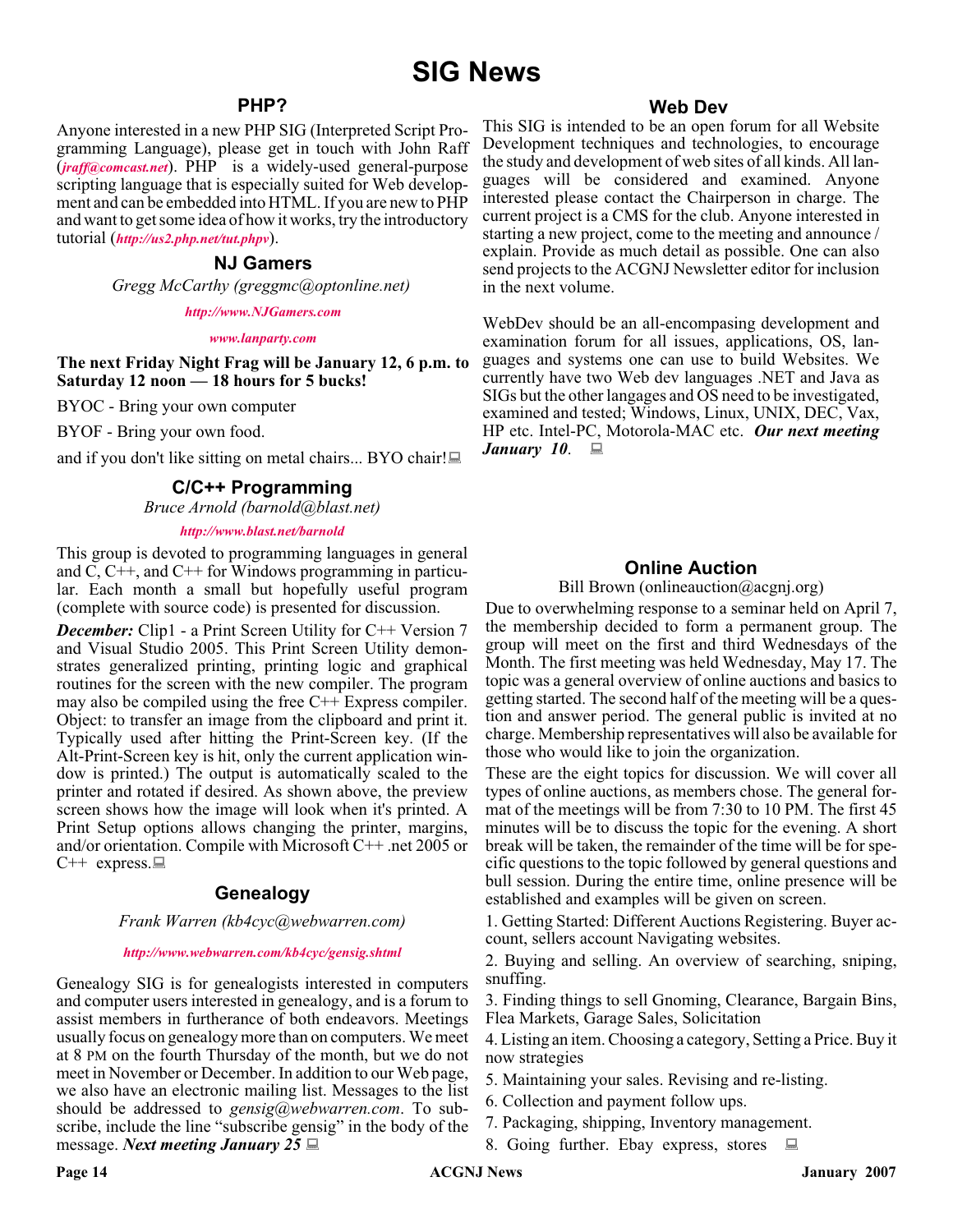# SIG News

## PHP?

Anyone interested in a new PHP SIG (Interpreted Script Programming Language), please get in touch with John Raff (*jraff@comcast.net*). PHP is a widely-used general-purpose scripting language that is especially suited for Web development and can be embedded into HTML. If you are new to PHP and want to get some idea of how it works, try the introductory tutorial (*http://us2.php.net/tut.phpv*).

## NJ Gamers

*Gregg McCarthy (greggmc@optonline.net)*

*http://www.NJGamers.com*

*www.lanparty.com*

**The next Friday Night Frag will be January 12, 6 p.m. to Saturday 12 noon — 18 hours for 5 bucks!**

BYOC - Bring your own computer

BYOF - Bring your own food.

and if you don't like sitting on metal chairs... BYO chair!

## C/C++ Programming

*Bruce Arnold (barnold@blast.net)*

*http://www.blast.net/barnold*

This group is devoted to programming languages in general and C, C++, and C++ for Windows programming in particular. Each month a small but hopefully useful program (complete with source code) is presented for discussion.

***December:*** Clip1 - a Print Screen Utility for C++ Version 7 and Visual Studio 2005. This Print Screen Utility demonstrates generalized printing, printing logic and graphical routines for the screen with the new compiler. The program may also be compiled using the free C++ Express compiler. Object: to transfer an image from the clipboard and print it. Typically used after hitting the Print-Screen key. (If the Alt-Print-Screen key is hit, only the current application window is printed.) The output is automatically scaled to the printer and rotated if desired. As shown above, the preview screen shows how the image will look when it's printed. A Print Setup options allows changing the printer, margins, and/or orientation. Compile with Microsoft C++ .net 2005 or C++ express.

## Genealogy

*Frank Warren (kb4cyc@webwarren.com)*

*http://www.webwarren.com/kb4cyc/gensig.shtml*

Genealogy SIG is for genealogists interested in computers and computer users interested in genealogy, and is a forum to assist members in furtherance of both endeavors. Meetings usually focus on genealogy more than on computers. We meet at 8 PM on the fourth Thursday of the month, but we do not meet in November or December. In addition to our Web page, we also have an electronic mailing list. Messages to the list should be addressed to *gensig@webwarren.com*. To subscribe, include the line "subscribe gensig" in the body of the message. ***Next meeting January 25***

## Web Dev

This SIG is intended to be an open forum for all Website Development techniques and technologies, to encourage the study and development of web sites of all kinds. All languages will be considered and examined. Anyone interested please contact the Chairperson in charge. The current project is a CMS for the club. Anyone interested in starting a new project, come to the meeting and announce / explain. Provide as much detail as possible. One can also send projects to the ACGNJ Newsletter editor for inclusion in the next volume.

WebDev should be an all-encompasing development and examination forum for all issues, applications, OS, languages and systems one can use to build Websites. We currently have two Web dev languages .NET and Java as SIGs but the other langages and OS need to be investigated, examined and tested; Windows, Linux, UNIX, DEC, Vax, HP etc. Intel-PC, Motorola-MAC etc. ***Our next meeting January 10***.

## Online Auction

Bill Brown (onlineauction@acgnj.org)

Due to overwhelming response to a seminar held on April 7, the membership decided to form a permanent group. The group will meet on the first and third Wednesdays of the Month. The first meeting was held Wednesday, May 17. The topic was a general overview of online auctions and basics to getting started. The second half of the meeting will be a question and answer period. The general public is invited at no charge. Membership representatives will also be available for those who would like to join the organization.

These are the eight topics for discussion. We will cover all types of online auctions, as members chose. The general format of the meetings will be from 7:30 to 10 PM. The first 45 minutes will be to discuss the topic for the evening. A short break will be taken, the remainder of the time will be for specific questions to the topic followed by general questions and bull session. During the entire time, online presence will be established and examples will be given on screen.

1. Getting Started: Different Auctions Registering. Buyer account, sellers account Navigating websites.
2. Buying and selling. An overview of searching, sniping, snuffing.
3. Finding things to sell Gnoming, Clearance, Bargain Bins, Flea Markets, Garage Sales, Solicitation
4. Listing an item. Choosing a category, Setting a Price. Buy it now strategies
5. Maintaining your sales. Revising and re-listing.
6. Collection and payment follow ups.
7. Packaging, shipping, Inventory management.
8. Going further. Ebay express, stores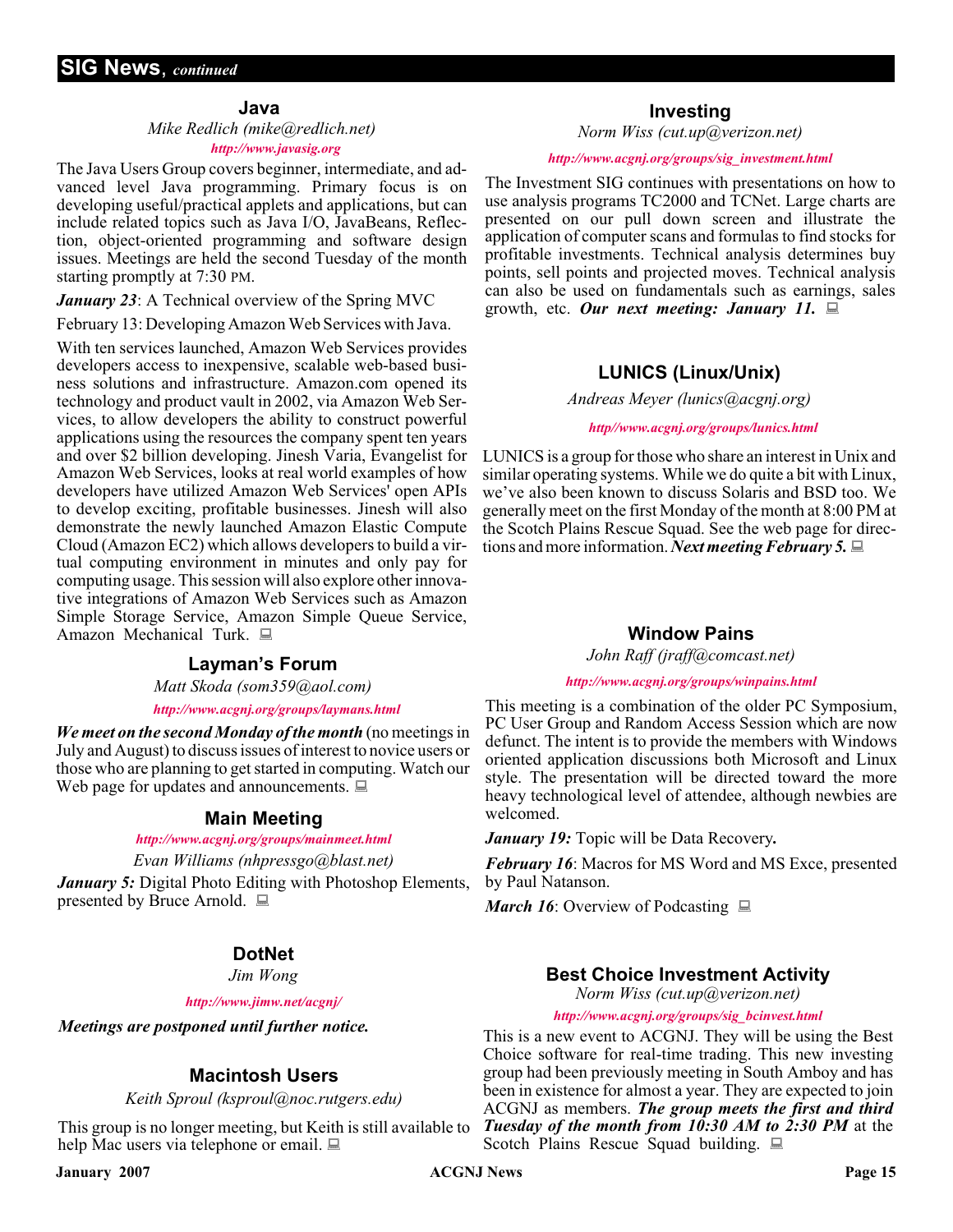## SIG News, *continued*

### Java

*Mike Redlich (mike@redlich.net)*

***http://www.javasig.org***

The Java Users Group covers beginner, intermediate, and advanced level Java programming. Primary focus is on developing useful/practical applets and applications, but can include related topics such as Java I/O, JavaBeans, Reflection, object-oriented programming and software design issues. Meetings are held the second Tuesday of the month starting promptly at 7:30 PM.

***January 23***: A Technical overview of the Spring MVC

February 13: Developing Amazon Web Services with Java.

With ten services launched, Amazon Web Services provides developers access to inexpensive, scalable web-based business solutions and infrastructure. Amazon.com opened its technology and product vault in 2002, via Amazon Web Services, to allow developers the ability to construct powerful applications using the resources the company spent ten years and over $2 billion developing. Jinesh Varia, Evangelist for Amazon Web Services, looks at real world examples of how developers have utilized Amazon Web Services' open APIs to develop exciting, profitable businesses. Jinesh will also demonstrate the newly launched Amazon Elastic Compute Cloud (Amazon EC2) which allows developers to build a virtual computing environment in minutes and only pay for computing usage. This session will also explore other innovative integrations of Amazon Web Services such as Amazon Simple Storage Service, Amazon Simple Queue Service, Amazon Mechanical Turk.

### Layman's Forum

*Matt Skoda (som359@aol.com)*

***http://www.acgnj.org/groups/laymans.html***

***We meet on the second Monday of the month*** (no meetings in July and August) to discuss issues of interest to novice users or those who are planning to get started in computing. Watch our Web page for updates and announcements.

### Main Meeting

***http://www.acgnj.org/groups/mainmeet.html***

*Evan Williams (nhpressgo@blast.net)*

***January 5:*** Digital Photo Editing with Photoshop Elements, presented by Bruce Arnold.

### DotNet

*Jim Wong*

***http://www.jimw.net/acgnj/***

***Meetings are postponed until further notice.***

### Macintosh Users

*Keith Sproul (ksproul@noc.rutgers.edu)*

This group is no longer meeting, but Keith is still available to help Mac users via telephone or email.

### Investing

*Norm Wiss (cut.up@verizon.net)*

***http://www.acgnj.org/groups/sig_investment.html***

The Investment SIG continues with presentations on how to use analysis programs TC2000 and TCNet. Large charts are presented on our pull down screen and illustrate the application of computer scans and formulas to find stocks for profitable investments. Technical analysis determines buy points, sell points and projected moves. Technical analysis can also be used on fundamentals such as earnings, sales growth, etc. ***Our next meeting: January 11.***

### LUNICS (Linux/Unix)

*Andreas Meyer (lunics@acgnj.org)*

***http//www.acgnj.org/groups/lunics.html***

LUNICS is a group for those who share an interest in Unix and similar operating systems. While we do quite a bit with Linux, we've also been known to discuss Solaris and BSD too. We generally meet on the first Monday of the month at 8:00 PM at the Scotch Plains Rescue Squad. See the web page for directions and more information. ***Next meeting February 5.***

### Window Pains

*John Raff (jraff@comcast.net)*

***http://www.acgnj.org/groups/winpains.html***

This meeting is a combination of the older PC Symposium, PC User Group and Random Access Session which are now defunct. The intent is to provide the members with Windows oriented application discussions both Microsoft and Linux style. The presentation will be directed toward the more heavy technological level of attendee, although newbies are welcomed.

***January 19:*** Topic will be Data Recovery**.**

***February 16***: Macros for MS Word and MS Exce, presented by Paul Natanson.

***March 16***: Overview of Podcasting

### Best Choice Investment Activity

*Norm Wiss (cut.up@verizon.net)*

***http://www.acgnj.org/groups/sig_bcinvest.html***

This is a new event to ACGNJ. They will be using the Best Choice software for real-time trading. This new investing group had been previously meeting in South Amboy and has been in existence for almost a year. They are expected to join ACGNJ as members. ***The group meets the first and third Tuesday of the month from 10:30 AM to 2:30 PM*** at the Scotch Plains Rescue Squad building.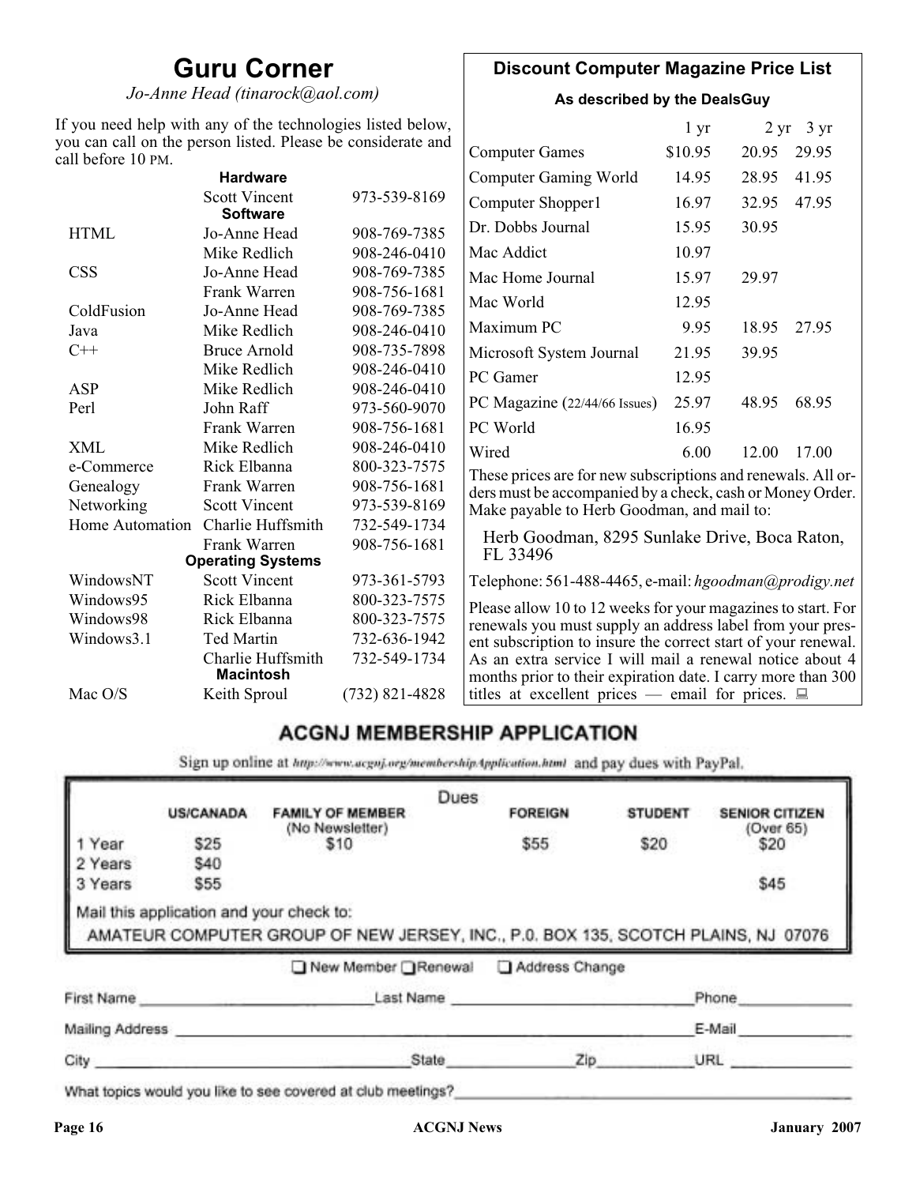## Guru Corner

*Jo-Anne Head (tinarock@aol.com)*

If you need help with any of the technologies listed below, you can call on the person listed. Please be considerate and call before 10 PM.

| | | |
|---|---|---|
| **Hardware** | | |
| | Scott Vincent | 973-539-8169 |
| **Software** | | |
| HTML | Jo-Anne Head | 908-769-7385 |
| | Mike Redlich | 908-246-0410 |
| CSS | Jo-Anne Head | 908-769-7385 |
| | Frank Warren | 908-756-1681 |
| ColdFusion | Jo-Anne Head | 908-769-7385 |
| Java | Mike Redlich | 908-246-0410 |
| C++ | Bruce Arnold | 908-735-7898 |
| | Mike Redlich | 908-246-0410 |
| ASP | Mike Redlich | 908-246-0410 |
| Perl | John Raff | 973-560-9070 |
| | Frank Warren | 908-756-1681 |
| XML | Mike Redlich | 908-246-0410 |
| e-Commerce | Rick Elbanna | 800-323-7575 |
| Genealogy | Frank Warren | 908-756-1681 |
| Networking | Scott Vincent | 973-539-8169 |
| Home Automation | Charlie Huffsmith | 732-549-1734 |
| | Frank Warren | 908-756-1681 |
| **Operating Systems** | | |
| WindowsNT | Scott Vincent | 973-361-5793 |
| Windows95 | Rick Elbanna | 800-323-7575 |
| Windows98 | Rick Elbanna | 800-323-7575 |
| Windows3.1 | Ted Martin | 732-636-1942 |
| | Charlie Huffsmith | 732-549-1734 |
| **Macintosh** | | |
| Mac O/S | Keith Sproul | (732) 821-4828 |

## Discount Computer Magazine Price List

**As described by the DealsGuy**

| | 1 yr | 2 yr | 3 yr |
|---|---|---|---|
| Computer Games | $10.95 | 20.95 | 29.95 |
| Computer Gaming World | 14.95 | 28.95 | 41.95 |
| Computer Shopper1 | 16.97 | 32.95 | 47.95 |
| Dr. Dobbs Journal | 15.95 | 30.95 | |
| Mac Addict | 10.97 | | |
| Mac Home Journal | 15.97 | 29.97 | |
| Mac World | 12.95 | | |
| Maximum PC | 9.95 | 18.95 | 27.95 |
| Microsoft System Journal | 21.95 | 39.95 | |
| PC Gamer | 12.95 | | |
| PC Magazine (22/44/66 Issues) | 25.97 | 48.95 | 68.95 |
| PC World | 16.95 | | |
| Wired | 6.00 | 12.00 | 17.00 |

These prices are for new subscriptions and renewals. All orders must be accompanied by a check, cash or Money Order. Make payable to Herb Goodman, and mail to:

Herb Goodman, 8295 Sunlake Drive, Boca Raton, FL 33496

Telephone: 561-488-4465, e-mail: *hgoodman@prodigy.net*

Please allow 10 to 12 weeks for your magazines to start. For renewals you must supply an address label from your present subscription to insure the correct start of your renewal. As an extra service I will mail a renewal notice about 4 months prior to their expiration date. I carry more than 300 titles at excellent prices — email for prices.

## ACGNJ MEMBERSHIP APPLICATION

Sign up online at http://www.acgnj.org/membershipApplication.html and pay dues with PayPal.

**Dues**

| | US/CANADA | FAMILY OF MEMBER (No Newsletter) | FOREIGN | STUDENT | SENIOR CITIZEN (Over 65) |
|---|---|---|---|---|---|
| 1 Year | $25 | $10 | $55 | $20 | $20 |
| 2 Years | $40 | | | | |
| 3 Years | $55 | | | | $45 |

Mail this application and your check to:

AMATEUR COMPUTER GROUP OF NEW JERSEY, INC., P.0. BOX 135, SCOTCH PLAINS, NJ 07076

☐ New Member ☐ Renewal ☐ Address Change

First Name ____________ Last Name ____________ Phone ____________

Mailing Address ____________ E-Mail ____________

City ____________ State ______ Zip ______ URL ____________

What topics would you like to see covered at club meetings? ____________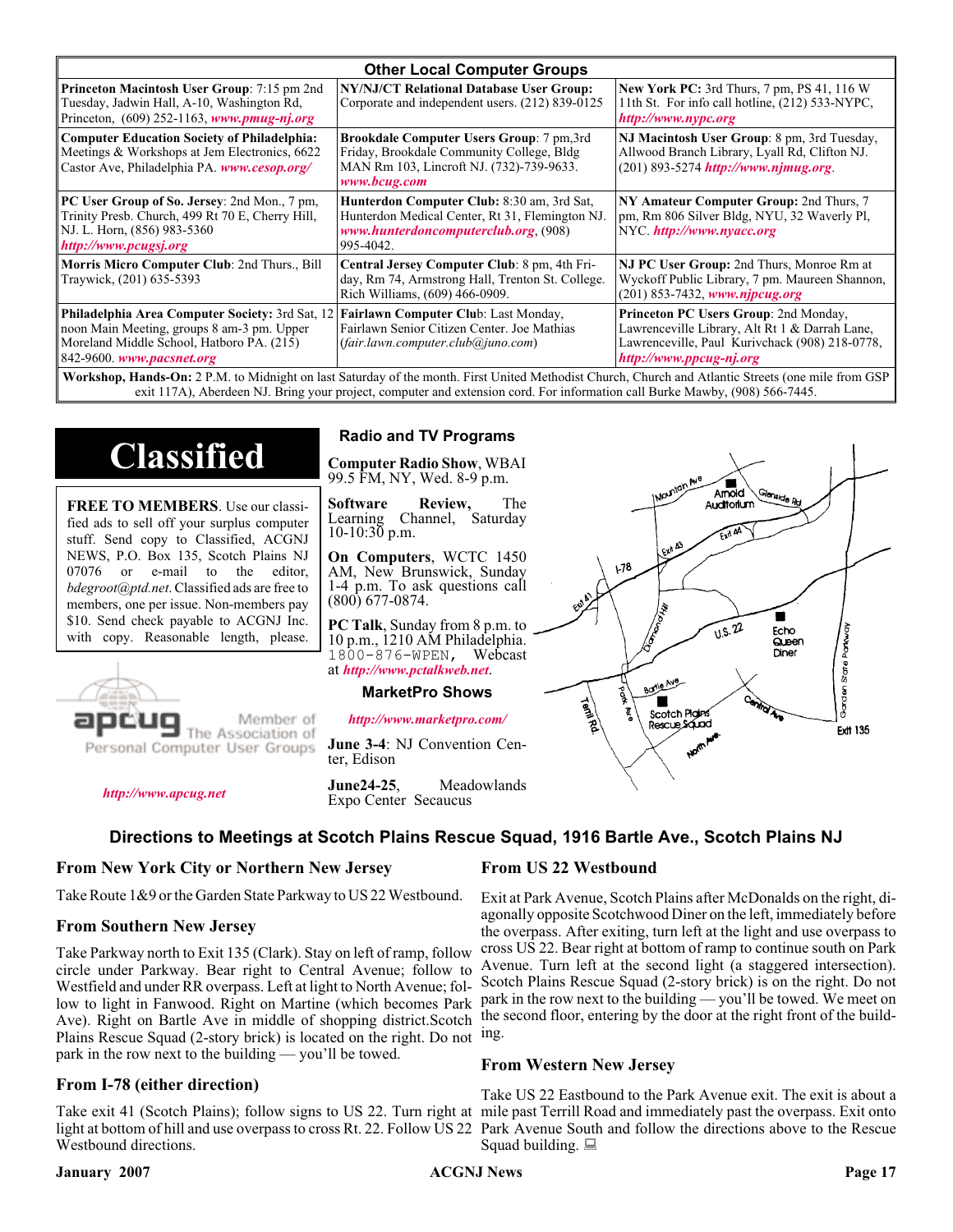## Other Local Computer Groups

| | | |
|---|---|---|
| **Princeton Macintosh User Group**: 7:15 pm 2nd Tuesday, Jadwin Hall, A-10, Washington Rd, Princeton, (609) 252-1163, ***www.pmug-nj.org*** | **NY/NJ/CT Relational Database User Group:** Corporate and independent users. (212) 839-0125 | **New York PC:** 3rd Thurs, 7 pm, PS 41, 116 W 11th St. For info call hotline, (212) 533-NYPC, ***http://www.nypc.org*** |
| **Computer Education Society of Philadelphia:** Meetings & Workshops at Jem Electronics, 6622 Castor Ave, Philadelphia PA. ***www.cesop.org/*** | **Brookdale Computer Users Group**: 7 pm,3rd Friday, Brookdale Community College, Bldg MAN Rm 103, Lincroft NJ. (732)-739-9633. ***www.bcug.com*** | **NJ Macintosh User Group**: 8 pm, 3rd Tuesday, Allwood Branch Library, Lyall Rd, Clifton NJ. (201) 893-5274 ***http://www.njmug.org***. |
| **PC User Group of So. Jersey**: 2nd Mon., 7 pm, Trinity Presb. Church, 499 Rt 70 E, Cherry Hill, NJ. L. Horn, (856) 983-5360 ***http://www.pcugsj.org*** | **Hunterdon Computer Club:** 8:30 am, 3rd Sat, Hunterdon Medical Center, Rt 31, Flemington NJ. ***www.hunterdoncomputerclub.org***, (908) 995-4042. | **NY Amateur Computer Group:** 2nd Thurs, 7 pm, Rm 806 Silver Bldg, NYU, 32 Waverly Pl, NYC. ***http://www.nyacc.org*** |
| **Morris Micro Computer Club**: 2nd Thurs., Bill Traywick, (201) 635-5393 | **Central Jersey Computer Club**: 8 pm, 4th Friday, Rm 74, Armstrong Hall, Trenton St. College. Rich Williams, (609) 466-0909. | **NJ PC User Group:** 2nd Thurs, Monroe Rm at Wyckoff Public Library, 7 pm. Maureen Shannon, (201) 853-7432, ***www.njpcug.org*** |
| **Philadelphia Area Computer Society:** 3rd Sat, 12 noon Main Meeting, groups 8 am-3 pm. Upper Moreland Middle School, Hatboro PA. (215) 842-9600. ***www.pacsnet.org*** | **Fairlawn Computer Club**: Last Monday, Fairlawn Senior Citizen Center. Joe Mathias (*fair.lawn.computer.club@juno.com*) | **Princeton PC Users Group**: 2nd Monday, Lawrenceville Library, Alt Rt 1 & Darrah Lane, Lawrenceville, Paul Kurivchack (908) 218-0778, ***http://www.ppcug-nj.org*** |

**Workshop, Hands-On:** 2 P.M. to Midnight on last Saturday of the month. First United Methodist Church, Church and Atlantic Streets (one mile from GSP exit 117A), Aberdeen NJ. Bring your project, computer and extension cord. For information call Burke Mawby, (908) 566-7445.

# Classified

**FREE TO MEMBERS**. Use our classified ads to sell off your surplus computer stuff. Send copy to Classified, ACGNJ NEWS, P.O. Box 135, Scotch Plains NJ 07076 or e-mail to the editor, *bdegroot@ptd.net*. Classified ads are free to members, one per issue. Non-members pay $10. Send check payable to ACGNJ Inc. with copy. Reasonable length, please.

apcug Member of The Association of Personal Computer User Groups

***http://www.apcug.net***

## Radio and TV Programs

**Computer Radio Show**, WBAI 99.5 FM, NY, Wed. 8-9 p.m.

**Software Review,** The Learning Channel, Saturday 10-10:30 p.m.

**On Computers**, WCTC 1450 AM, New Brunswick, Sunday 1-4 p.m. To ask questions call (800) 677-0874.

**PC Talk**, Sunday from 8 p.m. to 10 p.m., 1210 AM Philadelphia. 1800-876-WPEN, Webcast at ***http://www.pctalkweb.net***.

## MarketPro Shows

***http://www.marketpro.com/***

**June 3-4**: NJ Convention Center, Edison

**June24-25**, Meadowlands Expo Center Secaucus

## Directions to Meetings at Scotch Plains Rescue Squad, 1916 Bartle Ave., Scotch Plains NJ

### From New York City or Northern New Jersey

Take Route 1&9 or the Garden State Parkway to US 22 Westbound.

### From Southern New Jersey

Take Parkway north to Exit 135 (Clark). Stay on left of ramp, follow circle under Parkway. Bear right to Central Avenue; follow to Westfield and under RR overpass. Left at light to North Avenue; follow to light in Fanwood. Right on Martine (which becomes Park Ave). Right on Bartle Ave in middle of shopping district.Scotch Plains Rescue Squad (2-story brick) is located on the right. Do not park in the row next to the building — you'll be towed.

### From I-78 (either direction)

Take exit 41 (Scotch Plains); follow signs to US 22. Turn right at light at bottom of hill and use overpass to cross Rt. 22. Follow US 22 Westbound directions.

### From US 22 Westbound

Exit at Park Avenue, Scotch Plains after McDonalds on the right, diagonally opposite Scotchwood Diner on the left, immediately before the overpass. After exiting, turn left at the light and use overpass to cross US 22. Bear right at bottom of ramp to continue south on Park Avenue. Turn left at the second light (a staggered intersection). Scotch Plains Rescue Squad (2-story brick) is on the right. Do not park in the row next to the building — you'll be towed. We meet on the second floor, entering by the door at the right front of the building.

### From Western New Jersey

Take US 22 Eastbound to the Park Avenue exit. The exit is about a mile past Terrill Road and immediately past the overpass. Exit onto Park Avenue South and follow the directions above to the Rescue Squad building.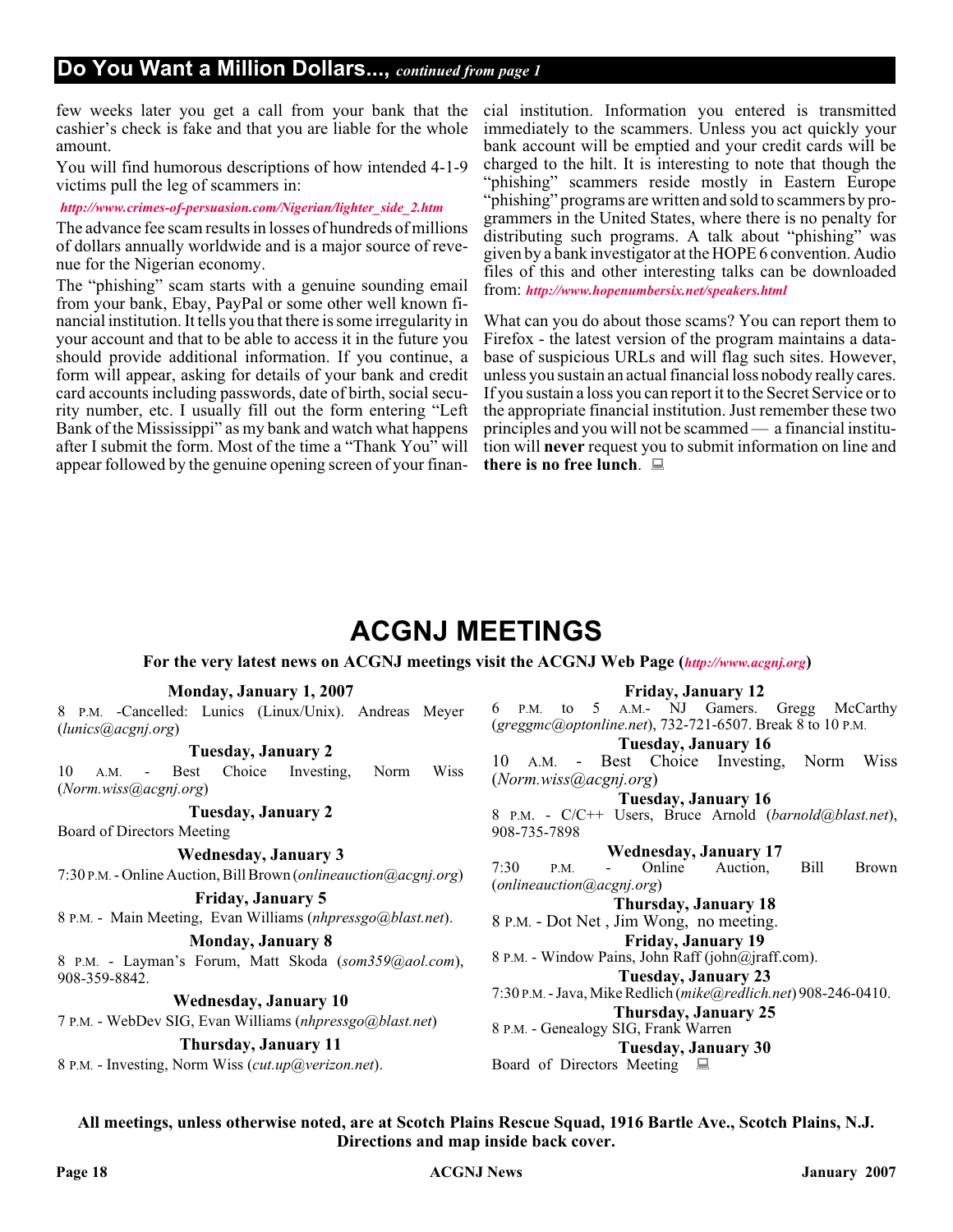## Do You Want a Million Dollars..., *continued from page 1*

few weeks later you get a call from your bank that the cashier's check is fake and that you are liable for the whole amount.

You will find humorous descriptions of how intended 4-1-9 victims pull the leg of scammers in:

*http://www.crimes-of-persuasion.com/Nigerian/lighter_side_2.htm*

The advance fee scam results in losses of hundreds of millions of dollars annually worldwide and is a major source of revenue for the Nigerian economy.

The "phishing" scam starts with a genuine sounding email from your bank, Ebay, PayPal or some other well known financial institution. It tells you that there is some irregularity in your account and that to be able to access it in the future you should provide additional information. If you continue, a form will appear, asking for details of your bank and credit card accounts including passwords, date of birth, social security number, etc. I usually fill out the form entering "Left Bank of the Mississippi" as my bank and watch what happens after I submit the form. Most of the time a "Thank You" will appear followed by the genuine opening screen of your financial institution. Information you entered is transmitted immediately to the scammers. Unless you act quickly your bank account will be emptied and your credit cards will be charged to the hilt. It is interesting to note that though the "phishing" scammers reside mostly in Eastern Europe "phishing" programs are written and sold to scammers by programmers in the United States, where there is no penalty for distributing such programs. A talk about "phishing" was given by a bank investigator at the HOPE 6 convention. Audio files of this and other interesting talks can be downloaded from: *http://www.hopenumbersix.net/speakers.html*

What can you do about those scams? You can report them to Firefox - the latest version of the program maintains a database of suspicious URLs and will flag such sites. However, unless you sustain an actual financial loss nobody really cares. If you sustain a loss you can report it to the Secret Service or to the appropriate financial institution. Just remember these two principles and you will not be scammed — a financial institution will **never** request you to submit information on line and **there is no free lunch**.

# ACGNJ MEETINGS

**For the very latest news on ACGNJ meetings visit the ACGNJ Web Page (*http://www.acgnj.org*)**

**Monday, January 1, 2007**
8 P.M. -Cancelled: Lunics (Linux/Unix). Andreas Meyer (*lunics@acgnj.org*)

**Tuesday, January 2**
10 A.M. - Best Choice Investing, Norm Wiss (*Norm.wiss@acgnj.org*)

**Tuesday, January 2**
Board of Directors Meeting

**Wednesday, January 3**
7:30 P.M. - Online Auction, Bill Brown (*onlineauction@acgnj.org*)

**Friday, January 5**
8 P.M. - Main Meeting, Evan Williams (*nhpressgo@blast.net*).

**Monday, January 8**
8 P.M. - Layman's Forum, Matt Skoda (*som359@aol.com*), 908-359-8842.

**Wednesday, January 10**
7 P.M. - WebDev SIG, Evan Williams (*nhpressgo@blast.net*)

**Thursday, January 11**
8 P.M. - Investing, Norm Wiss (*cut.up@verizon.net*).

**Friday, January 12**
6 P.M. to 5 A.M.- NJ Gamers. Gregg McCarthy (*greggmc@optonline.net*), 732-721-6507. Break 8 to 10 P.M.

**Tuesday, January 16**
10 A.M. - Best Choice Investing, Norm Wiss (*Norm.wiss@acgnj.org*)

**Tuesday, January 16**
8 P.M. - C/C++ Users, Bruce Arnold (*barnold@blast.net*), 908-735-7898

**Wednesday, January 17**
7:30 P.M. - Online Auction, Bill Brown (*onlineauction@acgnj.org*)

**Thursday, January 18**
8 P.M. - Dot Net , Jim Wong, no meeting.

**Friday, January 19**
8 P.M. - Window Pains, John Raff (john@jraff.com).

**Tuesday, January 23**
7:30 P.M. - Java, Mike Redlich (*mike@redlich.net*) 908-246-0410.

**Thursday, January 25**
8 P.M. - Genealogy SIG, Frank Warren

**Tuesday, January 30**
Board of Directors Meeting

**All meetings, unless otherwise noted, are at Scotch Plains Rescue Squad, 1916 Bartle Ave., Scotch Plains, N.J. Directions and map inside back cover.**